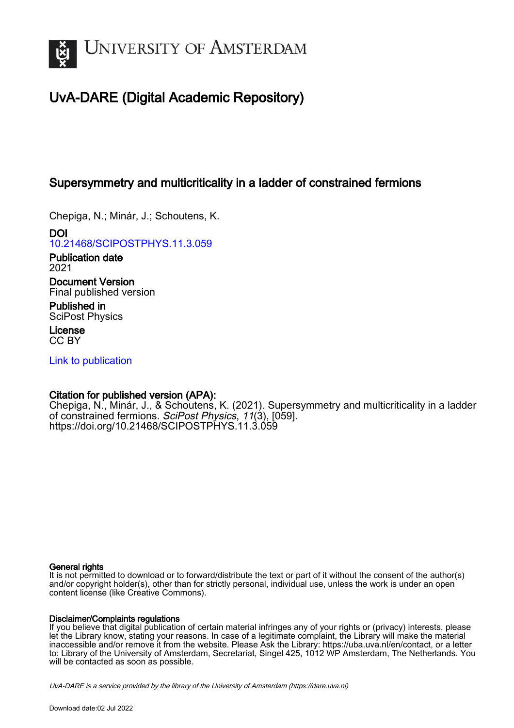# UvA-DARE (Digital Academic Repository)

## Supersymmetry and multicriticality in a ladder of constrained fermions

Chepiga, N.; Minár, J.; Schoutens, K.

**DOI**
10.21468/SCIPOSTPHYS.11.3.059

**Publication date**
2021

**Document Version**
Final published version

**Published in**
SciPost Physics

**License**
CC BY

Link to publication

**Citation for published version (APA):**
Chepiga, N., Minár, J., & Schoutens, K. (2021). Supersymmetry and multicriticality in a ladder of constrained fermions. *SciPost Physics*, *11*(3), [059]. https://doi.org/10.21468/SCIPOSTPHYS.11.3.059

**General rights**
It is not permitted to download or to forward/distribute the text or part of it without the consent of the author(s) and/or copyright holder(s), other than for strictly personal, individual use, unless the work is under an open content license (like Creative Commons).

**Disclaimer/Complaints regulations**
If you believe that digital publication of certain material infringes any of your rights or (privacy) interests, please let the Library know, stating your reasons. In case of a legitimate complaint, the Library will make the material inaccessible and/or remove it from the website. Please Ask the Library: https://uba.uva.nl/en/contact, or a letter to: Library of the University of Amsterdam, Secretariat, Singel 425, 1012 WP Amsterdam, The Netherlands. You will be contacted as soon as possible.

UvA-DARE is a service provided by the library of the University of Amsterdam (https://dare.uva.nl)

Download date:02 Jul 2022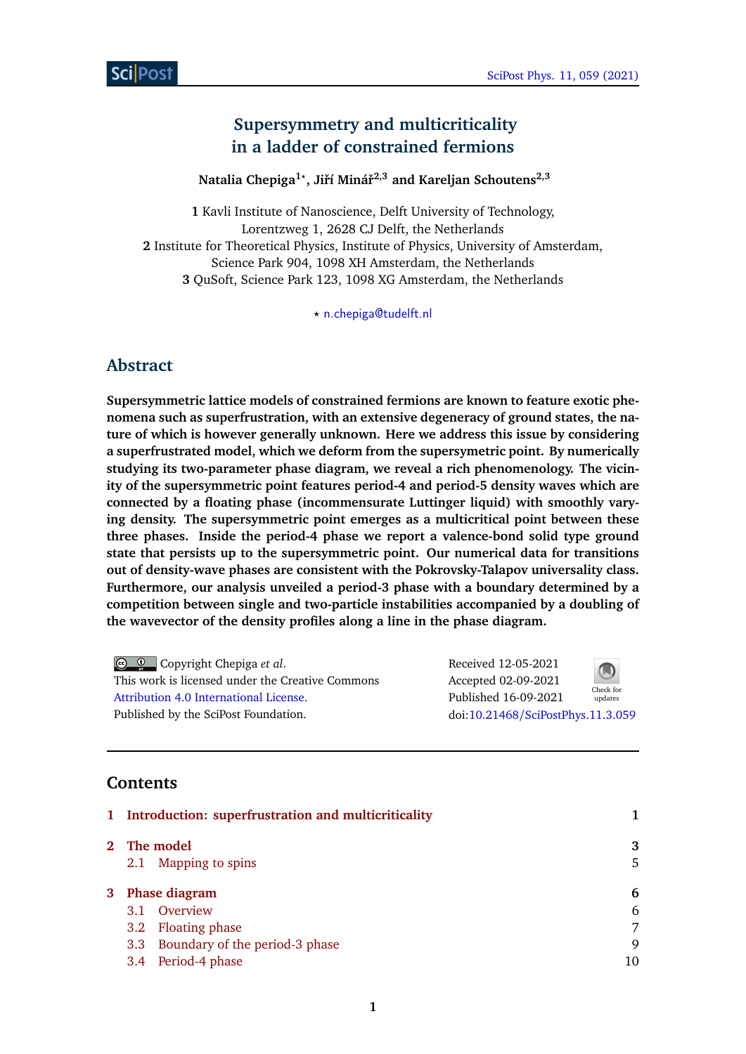# Supersymmetry and multicriticality in a ladder of constrained fermions

**Natalia Chepiga[1⋆], Jiří Minář[2,3] and Kareljan Schoutens[2,3]**

**1** Kavli Institute of Nanoscience, Delft University of Technology, Lorentzweg 1, 2628 CJ Delft, the Netherlands
**2** Institute for Theoretical Physics, Institute of Physics, University of Amsterdam, Science Park 904, 1098 XH Amsterdam, the Netherlands
**3** QuSoft, Science Park 123, 1098 XG Amsterdam, the Netherlands

⋆ n.chepiga@tudelft.nl

## Abstract

**Supersymmetric lattice models of constrained fermions are known to feature exotic phenomena such as superfrustration, with an extensive degeneracy of ground states, the nature of which is however generally unknown. Here we address this issue by considering a superfrustrated model, which we deform from the supersymetric point. By numerically studying its two-parameter phase diagram, we reveal a rich phenomenology. The vicinity of the supersymmetric point features period-4 and period-5 density waves which are connected by a floating phase (incommensurate Luttinger liquid) with smoothly varying density. The supersymmetric point emerges as a multicritical point between these three phases. Inside the period-4 phase we report a valence-bond solid type ground state that persists up to the supersymmetric point. Our numerical data for transitions out of density-wave phases are consistent with the Pokrovsky-Talapov universality class. Furthermore, our analysis unveiled a period-3 phase with a boundary determined by a competition between single and two-particle instabilities accompanied by a doubling of the wavevector of the density profiles along a line in the phase diagram.**

Copyright Chepiga *et al*.
This work is licensed under the Creative Commons Attribution 4.0 International License.
Published by the SciPost Foundation.

Received 12-05-2021
Accepted 02-09-2021
Published 16-09-2021
doi:10.21468/SciPostPhys.11.3.059

## Contents

| | |
|---|---|
| **1 Introduction: superfrustration and multicriticality** | **1** |
| **2 The model** | **3** |
| 2.1 Mapping to spins | 5 |
| **3 Phase diagram** | **6** |
| 3.1 Overview | 6 |
| 3.2 Floating phase | 7 |
| 3.3 Boundary of the period-3 phase | 9 |
| 3.4 Period-4 phase | 10 |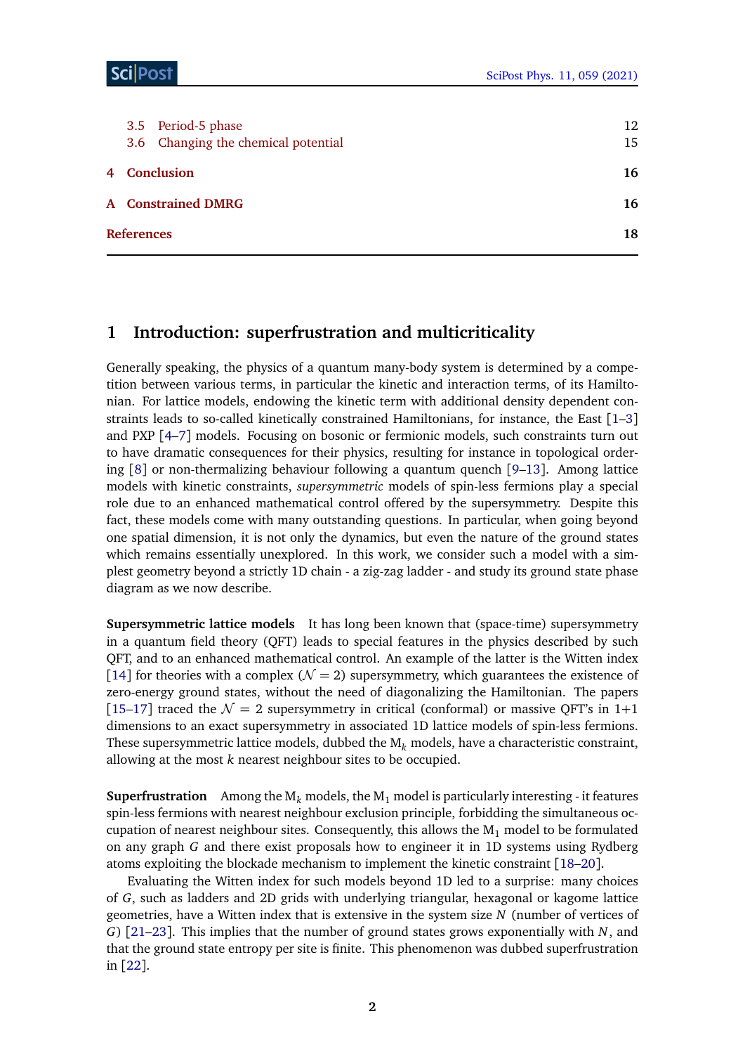3.5 Period-5 phase 12
3.6 Changing the chemical potential 15

**4 Conclusion** **16**

**A Constrained DMRG** **16**

**References** **18**

## 1 Introduction: superfrustration and multicriticality

Generally speaking, the physics of a quantum many-body system is determined by a competition between various terms, in particular the kinetic and interaction terms, of its Hamiltonian. For lattice models, endowing the kinetic term with additional density dependent constraints leads to so-called kinetically constrained Hamiltonians, for instance, the East [1–3] and PXP [4–7] models. Focusing on bosonic or fermionic models, such constraints turn out to have dramatic consequences for their physics, resulting for instance in topological ordering [8] or non-thermalizing behaviour following a quantum quench [9–13]. Among lattice models with kinetic constraints, *supersymmetric* models of spin-less fermions play a special role due to an enhanced mathematical control offered by the supersymmetry. Despite this fact, these models come with many outstanding questions. In particular, when going beyond one spatial dimension, it is not only the dynamics, but even the nature of the ground states which remains essentially unexplored. In this work, we consider such a model with a simplest geometry beyond a strictly 1D chain - a zig-zag ladder - and study its ground state phase diagram as we now describe.

**Supersymmetric lattice models** It has long been known that (space-time) supersymmetry in a quantum field theory (QFT) leads to special features in the physics described by such QFT, and to an enhanced mathematical control. An example of the latter is the Witten index [14] for theories with a complex ($\mathcal{N} = 2$) supersymmetry, which guarantees the existence of zero-energy ground states, without the need of diagonalizing the Hamiltonian. The papers [15–17] traced the $\mathcal{N} = 2$ supersymmetry in critical (conformal) or massive QFT's in 1+1 dimensions to an exact supersymmetry in associated 1D lattice models of spin-less fermions. These supersymmetric lattice models, dubbed the $\text{M}_k$ models, have a characteristic constraint, allowing at the most $k$ nearest neighbour sites to be occupied.

**Superfrustration** Among the $\text{M}_k$ models, the $\text{M}_1$ model is particularly interesting - it features spin-less fermions with nearest neighbour exclusion principle, forbidding the simultaneous occupation of nearest neighbour sites. Consequently, this allows the $\text{M}_1$ model to be formulated on any graph $G$ and there exist proposals how to engineer it in 1D systems using Rydberg atoms exploiting the blockade mechanism to implement the kinetic constraint [18–20].

Evaluating the Witten index for such models beyond 1D led to a surprise: many choices of $G$, such as ladders and 2D grids with underlying triangular, hexagonal or kagome lattice geometries, have a Witten index that is extensive in the system size $N$ (number of vertices of $G$) [21–23]. This implies that the number of ground states grows exponentially with $N$, and that the ground state entropy per site is finite. This phenomenon was dubbed superfrustration in [22].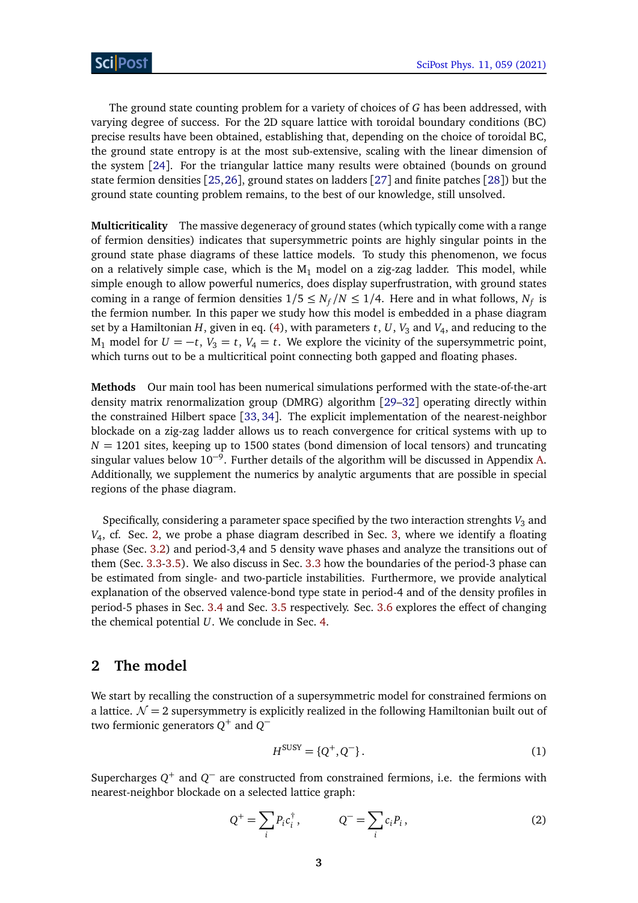The ground state counting problem for a variety of choices of $G$ has been addressed, with varying degree of success. For the 2D square lattice with toroidal boundary conditions (BC) precise results have been obtained, establishing that, depending on the choice of toroidal BC, the ground state entropy is at the most sub-extensive, scaling with the linear dimension of the system [24]. For the triangular lattice many results were obtained (bounds on ground state fermion densities [25,26], ground states on ladders [27] and finite patches [28]) but the ground state counting problem remains, to the best of our knowledge, still unsolved.

**Multicriticality** The massive degeneracy of ground states (which typically come with a range of fermion densities) indicates that supersymmetric points are highly singular points in the ground state phase diagrams of these lattice models. To study this phenomenon, we focus on a relatively simple case, which is the $M_1$ model on a zig-zag ladder. This model, while simple enough to allow powerful numerics, does display superfrustration, with ground states coming in a range of fermion densities $1/5 \leq N_f/N \leq 1/4$. Here and in what follows, $N_f$ is the fermion number. In this paper we study how this model is embedded in a phase diagram set by a Hamiltonian $H$, given in eq. (4), with parameters $t$, $U$, $V_3$ and $V_4$, and reducing to the $M_1$ model for $U = -t$, $V_3 = t$, $V_4 = t$. We explore the vicinity of the supersymmetric point, which turns out to be a multicritical point connecting both gapped and floating phases.

**Methods** Our main tool has been numerical simulations performed with the state-of-the-art density matrix renormalization group (DMRG) algorithm [29–32] operating directly within the constrained Hilbert space [33, 34]. The explicit implementation of the nearest-neighbor blockade on a zig-zag ladder allows us to reach convergence for critical systems with up to $N = 1201$ sites, keeping up to 1500 states (bond dimension of local tensors) and truncating singular values below $10^{-9}$. Further details of the algorithm will be discussed in Appendix A. Additionally, we supplement the numerics by analytic arguments that are possible in special regions of the phase diagram.

Specifically, considering a parameter space specified by the two interaction strenghts $V_3$ and $V_4$, cf. Sec. 2, we probe a phase diagram described in Sec. 3, where we identify a floating phase (Sec. 3.2) and period-3,4 and 5 density wave phases and analyze the transitions out of them (Sec. 3.3-3.5). We also discuss in Sec. 3.3 how the boundaries of the period-3 phase can be estimated from single- and two-particle instabilities. Furthermore, we provide analytical explanation of the observed valence-bond type state in period-4 and of the density profiles in period-5 phases in Sec. 3.4 and Sec. 3.5 respectively. Sec. 3.6 explores the effect of changing the chemical potential $U$. We conclude in Sec. 4.

## 2 The model

We start by recalling the construction of a supersymmetric model for constrained fermions on a lattice. $\mathcal{N} = 2$ supersymmetry is explicitly realized in the following Hamiltonian built out of two fermionic generators $Q^+$ and $Q^-$

$$H^{\text{SUSY}} = \{Q^+, Q^-\}. \tag{1}$$

Supercharges $Q^+$ and $Q^-$ are constructed from constrained fermions, i.e. the fermions with nearest-neighbor blockade on a selected lattice graph:

$$Q^+ = \sum_i P_i c_i^\dagger, \qquad Q^- = \sum_i c_i P_i, \tag{2}$$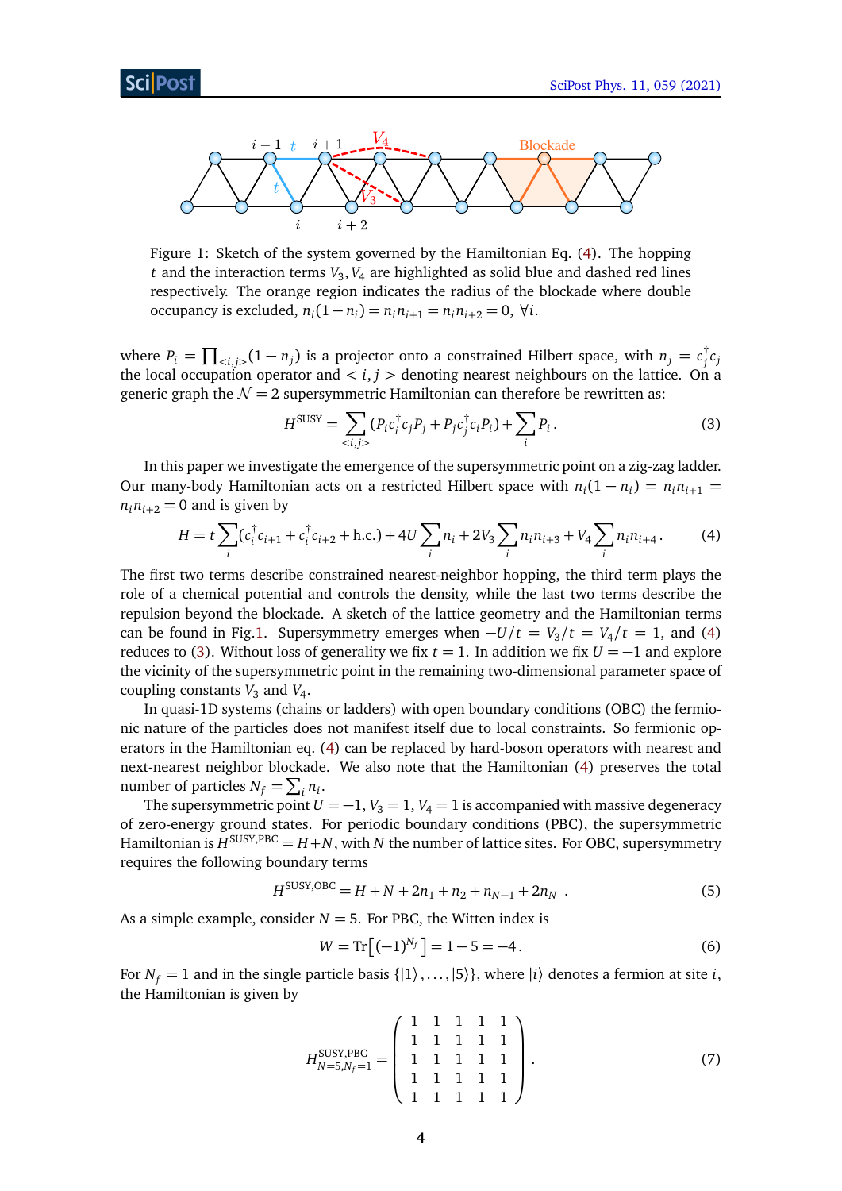Figure 1: Sketch of the system governed by the Hamiltonian Eq. (4). The hopping $t$ and the interaction terms $V_3, V_4$ are highlighted as solid blue and dashed red lines respectively. The orange region indicates the radius of the blockade where double occupancy is excluded, $n_i(1-n_i) = n_i n_{i+1} = n_i n_{i+2} = 0$, $\forall i$.

where $P_i = \prod_{<i,j>}(1-n_j)$ is a projector onto a constrained Hilbert space, with $n_j = c_j^\dagger c_j$ the local occupation operator and $< i, j >$ denoting nearest neighbours on the lattice. On a generic graph the $\mathcal{N} = 2$ supersymmetric Hamiltonian can therefore be rewritten as:

$$H^{\text{SUSY}} = \sum_{<i,j>} (P_i c_i^\dagger c_j P_j + P_j c_j^\dagger c_i P_i) + \sum_i P_i \,. \tag{3}$$

In this paper we investigate the emergence of the supersymmetric point on a zig-zag ladder. Our many-body Hamiltonian acts on a restricted Hilbert space with $n_i(1-n_i) = n_i n_{i+1} = n_i n_{i+2} = 0$ and is given by

$$H = t\sum_i (c_i^\dagger c_{i+1} + c_i^\dagger c_{i+2} + \text{h.c.}) + 4U\sum_i n_i + 2V_3 \sum_i n_i n_{i+3} + V_4 \sum_i n_i n_{i+4} \,. \tag{4}$$

The first two terms describe constrained nearest-neighbor hopping, the third term plays the role of a chemical potential and controls the density, while the last two terms describe the repulsion beyond the blockade. A sketch of the lattice geometry and the Hamiltonian terms can be found in Fig.1. Supersymmetry emerges when $-U/t = V_3/t = V_4/t = 1$, and (4) reduces to (3). Without loss of generality we fix $t = 1$. In addition we fix $U = -1$ and explore the vicinity of the supersymmetric point in the remaining two-dimensional parameter space of coupling constants $V_3$ and $V_4$.

In quasi-1D systems (chains or ladders) with open boundary conditions (OBC) the fermionic nature of the particles does not manifest itself due to local constraints. So fermionic operators in the Hamiltonian eq. (4) can be replaced by hard-boson operators with nearest and next-nearest neighbor blockade. We also note that the Hamiltonian (4) preserves the total number of particles $N_f = \sum_i n_i$.

The supersymmetric point $U = -1, V_3 = 1, V_4 = 1$ is accompanied with massive degeneracy of zero-energy ground states. For periodic boundary conditions (PBC), the supersymmetric Hamiltonian is $H^{\text{SUSY,PBC}} = H + N$, with $N$ the number of lattice sites. For OBC, supersymmetry requires the following boundary terms

$$H^{\text{SUSY,OBC}} = H + N + 2n_1 + n_2 + n_{N-1} + 2n_N \,. \tag{5}$$

As a simple example, consider $N = 5$. For PBC, the Witten index is

$$W = \text{Tr}\left[(-1)^{N_f}\right] = 1 - 5 = -4 \,. \tag{6}$$

For $N_f = 1$ and in the single particle basis $\{|1\rangle, \ldots, |5\rangle\}$, where $|i\rangle$ denotes a fermion at site $i$, the Hamiltonian is given by

$$H^{\text{SUSY,PBC}}_{N=5,N_f=1} = \begin{pmatrix} 1 & 1 & 1 & 1 & 1 \\ 1 & 1 & 1 & 1 & 1 \\ 1 & 1 & 1 & 1 & 1 \\ 1 & 1 & 1 & 1 & 1 \\ 1 & 1 & 1 & 1 & 1 \end{pmatrix} . \tag{7}$$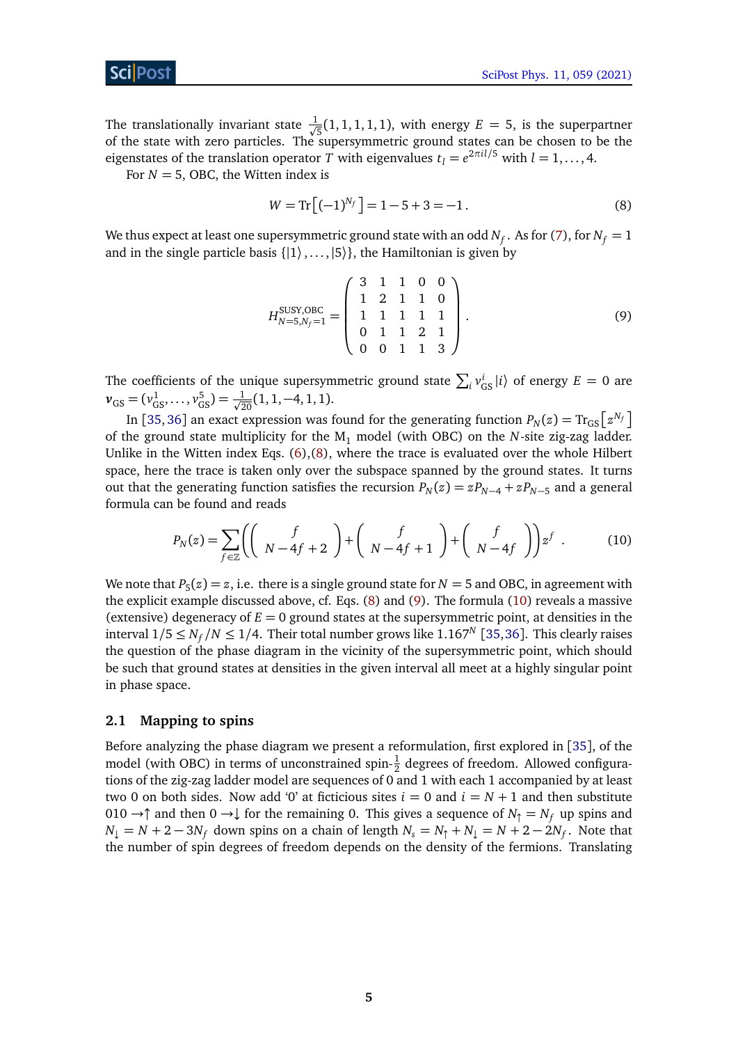The translationally invariant state $\frac{1}{\sqrt{5}}(1,1,1,1,1)$, with energy $E = 5$, is the superpartner of the state with zero particles. The supersymmetric ground states can be chosen to be the eigenstates of the translation operator $T$ with eigenvalues $t_l = e^{2\pi i l/5}$ with $l = 1,\ldots,4$.

For $N = 5$, OBC, the Witten index is

$$W = \mathrm{Tr}\left[(-1)^{N_f}\right] = 1 - 5 + 3 = -1\,. \tag{8}$$

We thus expect at least one supersymmetric ground state with an odd $N_f$. As for (7), for $N_f = 1$ and in the single particle basis $\{|1\rangle,\ldots,|5\rangle\}$, the Hamiltonian is given by

$$H^{\mathrm{SUSY,OBC}}_{N=5,N_f=1} = \begin{pmatrix} 3 & 1 & 1 & 0 & 0 \\ 1 & 2 & 1 & 1 & 0 \\ 1 & 1 & 1 & 1 & 1 \\ 0 & 1 & 1 & 2 & 1 \\ 0 & 0 & 1 & 1 & 3 \end{pmatrix}. \tag{9}$$

The coefficients of the unique supersymmetric ground state $\sum_i v^i_{\mathrm{GS}}|i\rangle$ of energy $E = 0$ are $\boldsymbol{v}_{\mathrm{GS}} = (v^1_{\mathrm{GS}},\ldots,v^5_{\mathrm{GS}}) = \frac{1}{\sqrt{20}}(1,1,-4,1,1)$.

In [35,36] an exact expression was found for the generating function $P_N(z) = \mathrm{Tr}_{\mathrm{GS}}\left[z^{N_f}\right]$ of the ground state multiplicity for the $\mathrm{M}_1$ model (with OBC) on the $N$-site zig-zag ladder. Unlike in the Witten index Eqs. (6),(8), where the trace is evaluated over the whole Hilbert space, here the trace is taken only over the subspace spanned by the ground states. It turns out that the generating function satisfies the recursion $P_N(z) = zP_{N-4} + zP_{N-5}$ and a general formula can be found and reads

$$P_N(z) = \sum_{f\in\mathbb{Z}} \left( \binom{f}{N-4f+2} + \binom{f}{N-4f+1} + \binom{f}{N-4f} \right) z^f\,. \tag{10}$$

We note that $P_5(z) = z$, i.e. there is a single ground state for $N = 5$ and OBC, in agreement with the explicit example discussed above, cf. Eqs. (8) and (9). The formula (10) reveals a massive (extensive) degeneracy of $E = 0$ ground states at the supersymmetric point, at densities in the interval $1/5 \leq N_f/N \leq 1/4$. Their total number grows like $1.167^N$ [35,36]. This clearly raises the question of the phase diagram in the vicinity of the supersymmetric point, which should be such that ground states at densities in the given interval all meet at a highly singular point in phase space.

## 2.1 Mapping to spins

Before analyzing the phase diagram we present a reformulation, first explored in [35], of the model (with OBC) in terms of unconstrained spin-$\frac{1}{2}$ degrees of freedom. Allowed configurations of the zig-zag ladder model are sequences of 0 and 1 with each 1 accompanied by at least two 0 on both sides. Now add '0' at ficticious sites $i = 0$ and $i = N+1$ and then substitute $010 \to \uparrow$ and then $0 \to \downarrow$ for the remaining 0. This gives a sequence of $N_\uparrow = N_f$ up spins and $N_\downarrow = N + 2 - 3N_f$ down spins on a chain of length $N_s = N_\uparrow + N_\downarrow = N + 2 - 2N_f$. Note that the number of spin degrees of freedom depends on the density of the fermions. Translating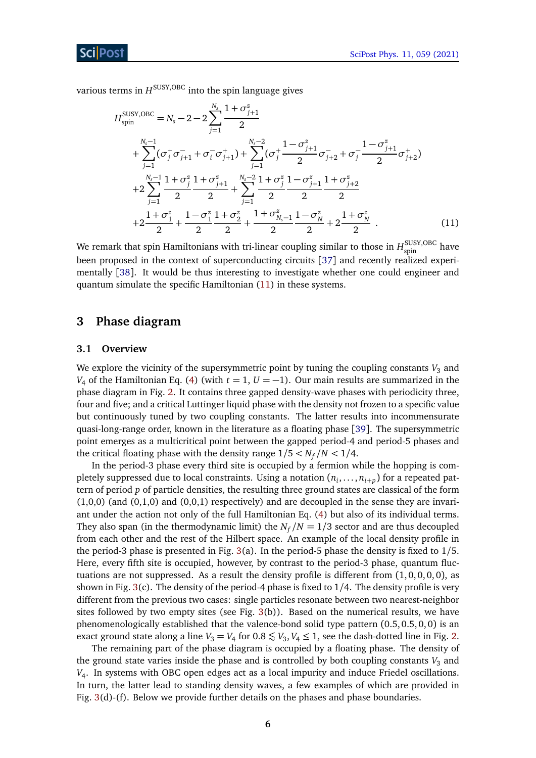various terms in $H^{\text{SUSY,OBC}}$ into the spin language gives

$$
\begin{aligned}
H_{\text{spin}}^{\text{SUSY,OBC}} = & \, N_s - 2 - 2\sum_{j=1}^{N_s} \frac{1+\sigma_{j+1}^z}{2} \\
& + \sum_{j=1}^{N_s-1} (\sigma_j^+ \sigma_{j+1}^- + \sigma_i^- \sigma_{j+1}^+) + \sum_{j=1}^{N_s-2} (\sigma_j^+ \frac{1-\sigma_{j+1}^z}{2} \sigma_{j+2}^- + \sigma_j^- \frac{1-\sigma_{j+1}^z}{2} \sigma_{j+2}^+) \\
& + 2\sum_{j=1}^{N_s-1} \frac{1+\sigma_j^z}{2} \frac{1+\sigma_{j+1}^z}{2} + \sum_{j=1}^{N_s-2} \frac{1+\sigma_j^z}{2} \frac{1-\sigma_{j+1}^z}{2} \frac{1+\sigma_{j+2}^z}{2} \\
& + 2\frac{1+\sigma_1^z}{2} + \frac{1-\sigma_1^z}{2} \frac{1+\sigma_2^z}{2} + \frac{1+\sigma_{N_s-1}^z}{2} \frac{1-\sigma_N^z}{2} + 2\frac{1+\sigma_N^z}{2} \, .
\end{aligned} \tag{11}
$$

We remark that spin Hamiltonians with tri-linear coupling similar to those in $H_{\text{spin}}^{\text{SUSY,OBC}}$ have been proposed in the context of superconducting circuits [37] and recently realized experimentally [38]. It would be thus interesting to investigate whether one could engineer and quantum simulate the specific Hamiltonian (11) in these systems.

## 3 Phase diagram

### 3.1 Overview

We explore the vicinity of the supersymmetric point by tuning the coupling constants $V_3$ and $V_4$ of the Hamiltonian Eq. (4) (with $t = 1$, $U = -1$). Our main results are summarized in the phase diagram in Fig. 2. It contains three gapped density-wave phases with periodicity three, four and five; and a critical Luttinger liquid phase with the density not frozen to a specific value but continuously tuned by two coupling constants. The latter results into incommensurate quasi-long-range order, known in the literature as a floating phase [39]. The supersymmetric point emerges as a multicritical point between the gapped period-4 and period-5 phases and the critical floating phase with the density range $1/5 < N_f/N < 1/4$.

In the period-3 phase every third site is occupied by a fermion while the hopping is completely suppressed due to local constraints. Using a notation $(n_i, \ldots, n_{i+p})$ for a repeated pattern of period $p$ of particle densities, the resulting three ground states are classical of the form (1,0,0) (and (0,1,0) and (0,0,1) respectively) and are decoupled in the sense they are invariant under the action not only of the full Hamiltonian Eq. (4) but also of its individual terms. They also span (in the thermodynamic limit) the $N_f/N = 1/3$ sector and are thus decoupled from each other and the rest of the Hilbert space. An example of the local density profile in the period-3 phase is presented in Fig. 3(a). In the period-5 phase the density is fixed to $1/5$. Here, every fifth site is occupied, however, by contrast to the period-3 phase, quantum fluctuations are not suppressed. As a result the density profile is different from $(1, 0, 0, 0, 0)$, as shown in Fig. 3(c). The density of the period-4 phase is fixed to $1/4$. The density profile is very different from the previous two cases: single particles resonate between two nearest-neighbor sites followed by two empty sites (see Fig. 3(b)). Based on the numerical results, we have phenomenologically established that the valence-bond solid type pattern $(0.5, 0.5, 0, 0)$ is an exact ground state along a line $V_3 = V_4$ for $0.8 \lesssim V_3, V_4 \leq 1$, see the dash-dotted line in Fig. 2.

The remaining part of the phase diagram is occupied by a floating phase. The density of the ground state varies inside the phase and is controlled by both coupling constants $V_3$ and $V_4$. In systems with OBC open edges act as a local impurity and induce Friedel oscillations. In turn, the latter lead to standing density waves, a few examples of which are provided in Fig. 3(d)-(f). Below we provide further details on the phases and phase boundaries.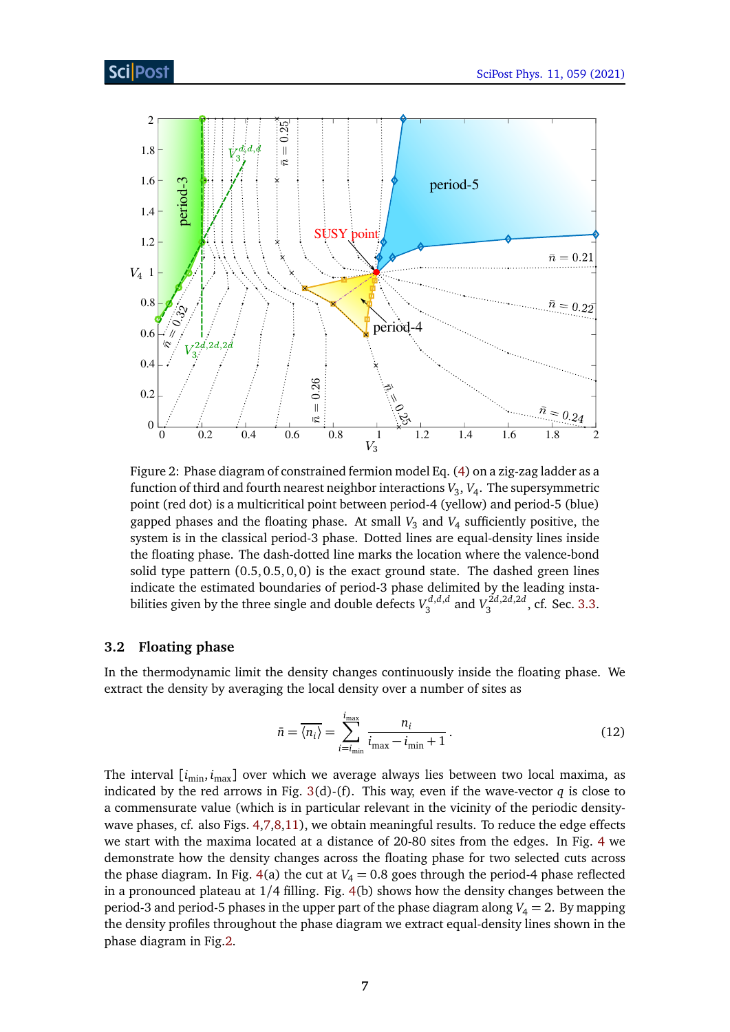Figure 2: Phase diagram of constrained fermion model Eq. (4) on a zig-zag ladder as a function of third and fourth nearest neighbor interactions $V_3$, $V_4$. The supersymmetric point (red dot) is a multicritical point between period-4 (yellow) and period-5 (blue) gapped phases and the floating phase. At small $V_3$ and $V_4$ sufficiently positive, the system is in the classical period-3 phase. Dotted lines are equal-density lines inside the floating phase. The dash-dotted line marks the location where the valence-bond solid type pattern $(0.5, 0.5, 0, 0)$ is the exact ground state. The dashed green lines indicate the estimated boundaries of period-3 phase delimited by the leading instabilities given by the three single and double defects $V_3^{d,d,d}$ and $V_3^{2d,2d,2d}$, cf. Sec. 3.3.

### 3.2 Floating phase

In the thermodynamic limit the density changes continuously inside the floating phase. We extract the density by averaging the local density over a number of sites as

$$\bar{n} = \overline{\langle n_i \rangle} = \sum_{i=i_{\min}}^{i_{\max}} \frac{n_i}{i_{\max} - i_{\min} + 1}. \tag{12}$$

The interval $[i_{\min}, i_{\max}]$ over which we average always lies between two local maxima, as indicated by the red arrows in Fig. 3(d)-(f). This way, even if the wave-vector $q$ is close to a commensurate value (which is in particular relevant in the vicinity of the periodic density-wave phases, cf. also Figs. 4,7,8,11), we obtain meaningful results. To reduce the edge effects we start with the maxima located at a distance of 20-80 sites from the edges. In Fig. 4 we demonstrate how the density changes across the floating phase for two selected cuts across the phase diagram. In Fig. 4(a) the cut at $V_4 = 0.8$ goes through the period-4 phase reflected in a pronounced plateau at 1/4 filling. Fig. 4(b) shows how the density changes between the period-3 and period-5 phases in the upper part of the phase diagram along $V_4 = 2$. By mapping the density profiles throughout the phase diagram we extract equal-density lines shown in the phase diagram in Fig.2.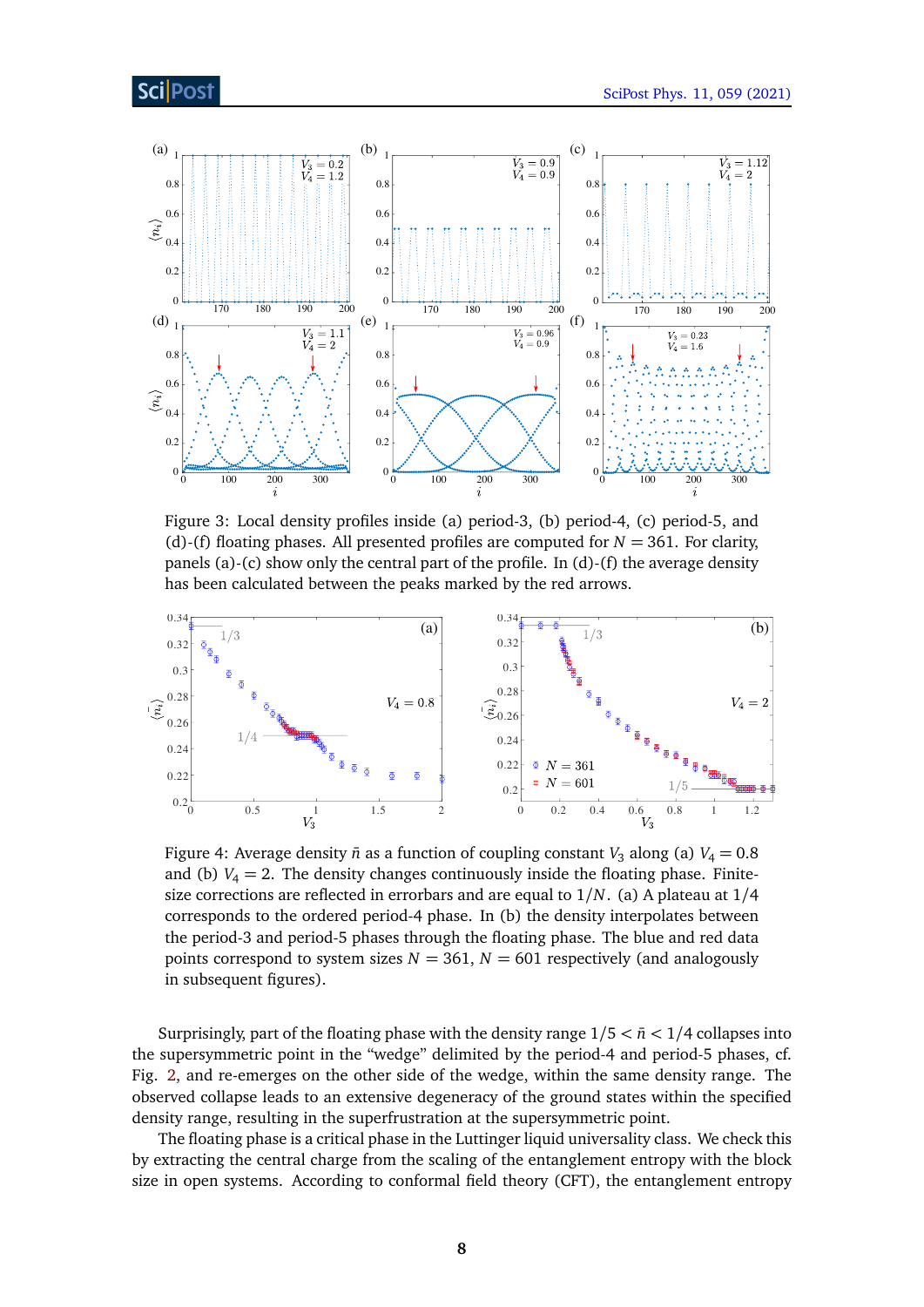Figure 3: Local density profiles inside (a) period-3, (b) period-4, (c) period-5, and (d)-(f) floating phases. All presented profiles are computed for $N = 361$. For clarity, panels (a)-(c) show only the central part of the profile. In (d)-(f) the average density has been calculated between the peaks marked by the red arrows.

Figure 4: Average density $\bar{n}$ as a function of coupling constant $V_3$ along (a) $V_4 = 0.8$ and (b) $V_4 = 2$. The density changes continuously inside the floating phase. Finite-size corrections are reflected in errorbars and are equal to $1/N$. (a) A plateau at $1/4$ corresponds to the ordered period-4 phase. In (b) the density interpolates between the period-3 and period-5 phases through the floating phase. The blue and red data points correspond to system sizes $N = 361$, $N = 601$ respectively (and analogously in subsequent figures).

Surprisingly, part of the floating phase with the density range $1/5 < \bar{n} < 1/4$ collapses into the supersymmetric point in the "wedge" delimited by the period-4 and period-5 phases, cf. Fig. 2, and re-emerges on the other side of the wedge, within the same density range. The observed collapse leads to an extensive degeneracy of the ground states within the specified density range, resulting in the superfrustration at the supersymmetric point.

The floating phase is a critical phase in the Luttinger liquid universality class. We check this by extracting the central charge from the scaling of the entanglement entropy with the block size in open systems. According to conformal field theory (CFT), the entanglement entropy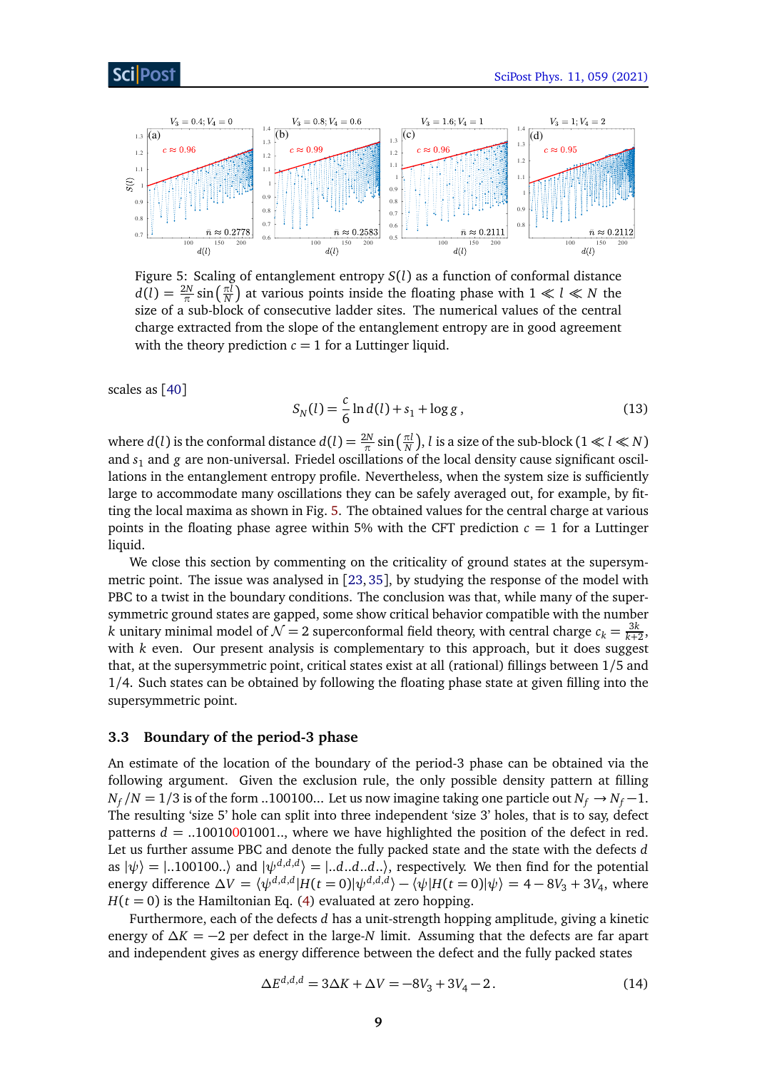Figure 5: Scaling of entanglement entropy $S(l)$ as a function of conformal distance $d(l) = \frac{2N}{\pi}\sin\left(\frac{\pi l}{N}\right)$ at various points inside the floating phase with $1 \ll l \ll N$ the size of a sub-block of consecutive ladder sites. The numerical values of the central charge extracted from the slope of the entanglement entropy are in good agreement with the theory prediction $c = 1$ for a Luttinger liquid.

scales as [40]

$$S_N(l) = \frac{c}{6}\ln d(l) + s_1 + \log g\,, \tag{13}$$

where $d(l)$ is the conformal distance $d(l) = \frac{2N}{\pi}\sin\left(\frac{\pi l}{N}\right)$, $l$ is a size of the sub-block ($1 \ll l \ll N$) and $s_1$ and $g$ are non-universal. Friedel oscillations of the local density cause significant oscillations in the entanglement entropy profile. Nevertheless, when the system size is sufficiently large to accommodate many oscillations they can be safely averaged out, for example, by fitting the local maxima as shown in Fig. 5. The obtained values for the central charge at various points in the floating phase agree within 5% with the CFT prediction $c = 1$ for a Luttinger liquid.

We close this section by commenting on the criticality of ground states at the supersymmetric point. The issue was analysed in [23, 35], by studying the response of the model with PBC to a twist in the boundary conditions. The conclusion was that, while many of the supersymmetric ground states are gapped, some show critical behavior compatible with the number $k$ unitary minimal model of $\mathcal{N} = 2$ superconformal field theory, with central charge $c_k = \frac{3k}{k+2}$, with $k$ even. Our present analysis is complementary to this approach, but it does suggest that, at the supersymmetric point, critical states exist at all (rational) fillings between 1/5 and 1/4. Such states can be obtained by following the floating phase state at given filling into the supersymmetric point.

### 3.3 Boundary of the period-3 phase

An estimate of the location of the boundary of the period-3 phase can be obtained via the following argument. Given the exclusion rule, the only possible density pattern at filling $N_f/N = 1/3$ is of the form ..100100... Let us now imagine taking one particle out $N_f \to N_f - 1$. The resulting 'size 5' hole can split into three independent 'size 3' holes, that is to say, defect patterns $d$ = ..10010001001.., where we have highlighted the position of the defect in red. Let us further assume PBC and denote the fully packed state and the state with the defects $d$ as $|\psi\rangle = |..100100..\rangle$ and $|\psi^{d,d,d}\rangle = |..d..d..d..\rangle$, respectively. We then find for the potential energy difference $\Delta V = \langle\psi^{d,d,d}|H(t=0)|\psi^{d,d,d}\rangle - \langle\psi|H(t=0)|\psi\rangle = 4 - 8V_3 + 3V_4$, where $H(t=0)$ is the Hamiltonian Eq. (4) evaluated at zero hopping.

Furthermore, each of the defects $d$ has a unit-strength hopping amplitude, giving a kinetic energy of $\Delta K = -2$ per defect in the large-$N$ limit. Assuming that the defects are far apart and independent gives as energy difference between the defect and the fully packed states

$$\Delta E^{d,d,d} = 3\Delta K + \Delta V = -8V_3 + 3V_4 - 2\,. \tag{14}$$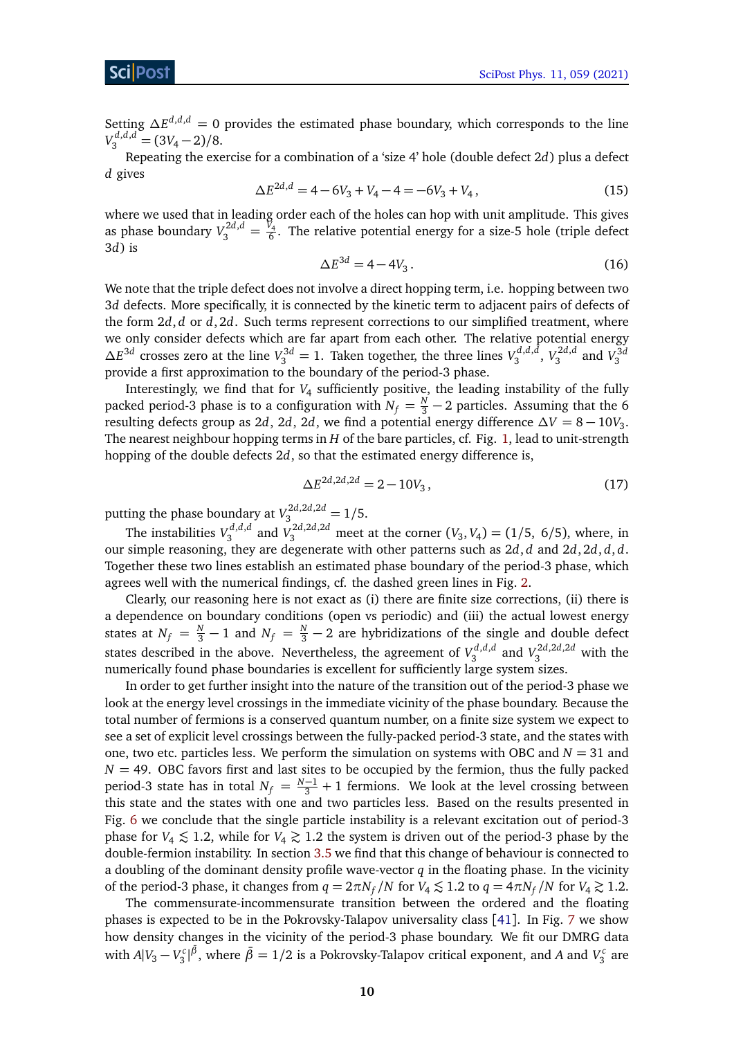Setting $\Delta E^{d,d,d} = 0$ provides the estimated phase boundary, which corresponds to the line $V_3^{d,d,d} = (3V_4 - 2)/8$.

Repeating the exercise for a combination of a 'size 4' hole (double defect $2d$) plus a defect $d$ gives

$$\Delta E^{2d,d} = 4 - 6V_3 + V_4 - 4 = -6V_3 + V_4\,, \tag{15}$$

where we used that in leading order each of the holes can hop with unit amplitude. This gives as phase boundary $V_3^{2d,d} = \frac{V_4}{6}$. The relative potential energy for a size-5 hole (triple defect $3d$) is

$$\Delta E^{3d} = 4 - 4V_3\,. \tag{16}$$

We note that the triple defect does not involve a direct hopping term, i.e. hopping between two $3d$ defects. More specifically, it is connected by the kinetic term to adjacent pairs of defects of the form $2d, d$ or $d, 2d$. Such terms represent corrections to our simplified treatment, where we only consider defects which are far apart from each other. The relative potential energy $\Delta E^{3d}$ crosses zero at the line $V_3^{3d} = 1$. Taken together, the three lines $V_3^{d,d,d}$, $V_3^{2d,d}$ and $V_3^{3d}$ provide a first approximation to the boundary of the period-3 phase.

Interestingly, we find that for $V_4$ sufficiently positive, the leading instability of the fully packed period-3 phase is to a configuration with $N_f = \frac{N}{3} - 2$ particles. Assuming that the 6 resulting defects group as $2d$, $2d$, $2d$, we find a potential energy difference $\Delta V = 8 - 10V_3$. The nearest neighbour hopping terms in $H$ of the bare particles, cf. Fig. 1, lead to unit-strength hopping of the double defects $2d$, so that the estimated energy difference is,

$$\Delta E^{2d,2d,2d} = 2 - 10V_3\,, \tag{17}$$

putting the phase boundary at $V_3^{2d,2d,2d} = 1/5$.

The instabilities $V_3^{d,d,d}$ and $V_3^{2d,2d,2d}$ meet at the corner $(V_3, V_4) = (1/5,\ 6/5)$, where, in our simple reasoning, they are degenerate with other patterns such as $2d, d$ and $2d, 2d, d, d$. Together these two lines establish an estimated phase boundary of the period-3 phase, which agrees well with the numerical findings, cf. the dashed green lines in Fig. 2.

Clearly, our reasoning here is not exact as (i) there are finite size corrections, (ii) there is a dependence on boundary conditions (open vs periodic) and (iii) the actual lowest energy states at $N_f = \frac{N}{3} - 1$ and $N_f = \frac{N}{3} - 2$ are hybridizations of the single and double defect states described in the above. Nevertheless, the agreement of $V_3^{d,d,d}$ and $V_3^{2d,2d,2d}$ with the numerically found phase boundaries is excellent for sufficiently large system sizes.

In order to get further insight into the nature of the transition out of the period-3 phase we look at the energy level crossings in the immediate vicinity of the phase boundary. Because the total number of fermions is a conserved quantum number, on a finite size system we expect to see a set of explicit level crossings between the fully-packed period-3 state, and the states with one, two etc. particles less. We perform the simulation on systems with OBC and $N = 31$ and $N = 49$. OBC favors first and last sites to be occupied by the fermion, thus the fully packed period-3 state has in total $N_f = \frac{N-1}{3} + 1$ fermions. We look at the level crossing between this state and the states with one and two particles less. Based on the results presented in Fig. 6 we conclude that the single particle instability is a relevant excitation out of period-3 phase for $V_4 \lesssim 1.2$, while for $V_4 \gtrsim 1.2$ the system is driven out of the period-3 phase by the double-fermion instability. In section 3.5 we find that this change of behaviour is connected to a doubling of the dominant density profile wave-vector $q$ in the floating phase. In the vicinity of the period-3 phase, it changes from $q = 2\pi N_f/N$ for $V_4 \lesssim 1.2$ to $q = 4\pi N_f/N$ for $V_4 \gtrsim 1.2$.

The commensurate-incommensurate transition between the ordered and the floating phases is expected to be in the Pokrovsky-Talapov universality class [41]. In Fig. 7 we show how density changes in the vicinity of the period-3 phase boundary. We fit our DMRG data with $A|V_3 - V_3^c|^{\bar{\beta}}$, where $\bar{\beta} = 1/2$ is a Pokrovsky-Talapov critical exponent, and $A$ and $V_3^c$ are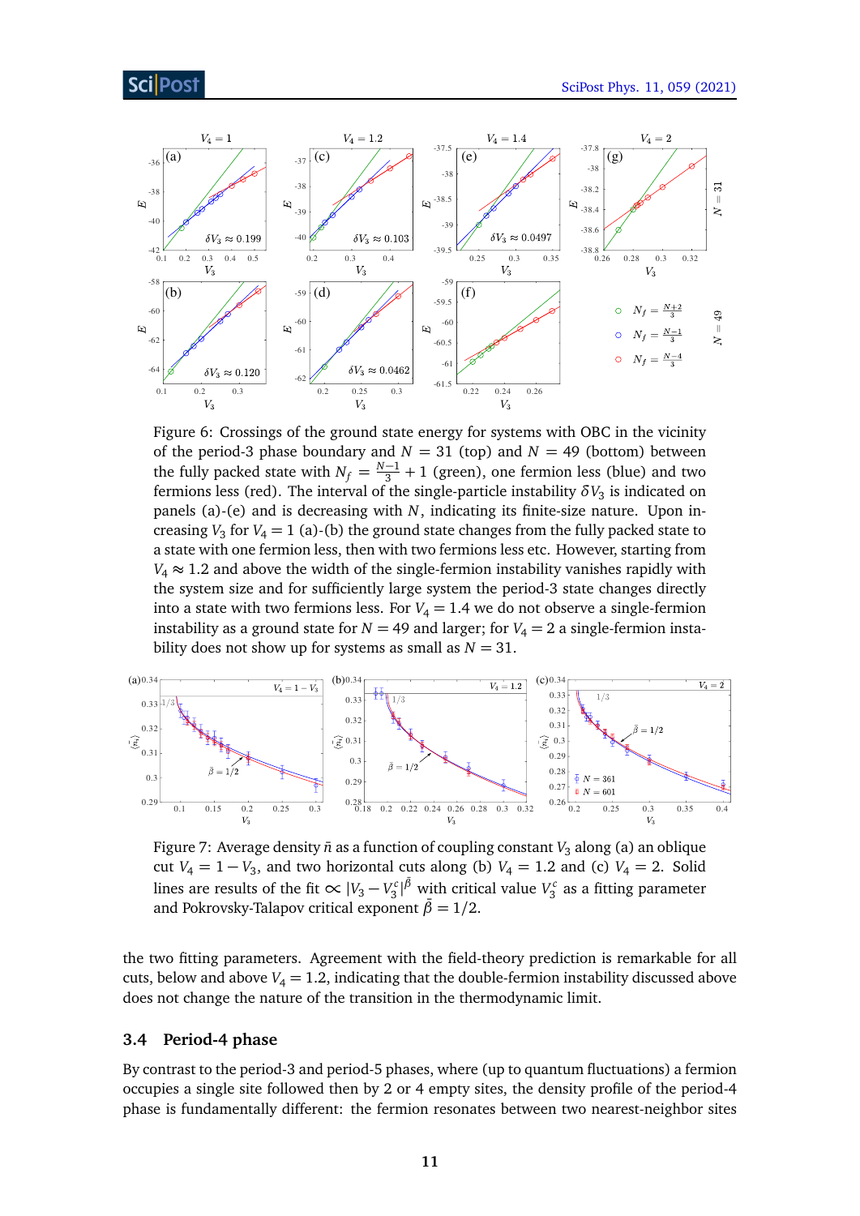Figure 6: Crossings of the ground state energy for systems with OBC in the vicinity of the period-3 phase boundary and $N = 31$ (top) and $N = 49$ (bottom) between the fully packed state with $N_f = \frac{N-1}{3} + 1$ (green), one fermion less (blue) and two fermions less (red). The interval of the single-particle instability $\delta V_3$ is indicated on panels (a)-(e) and is decreasing with $N$, indicating its finite-size nature. Upon increasing $V_3$ for $V_4 = 1$ (a)-(b) the ground state changes from the fully packed state to a state with one fermion less, then with two fermions less etc. However, starting from $V_4 \approx 1.2$ and above the width of the single-fermion instability vanishes rapidly with the system size and for sufficiently large system the period-3 state changes directly into a state with two fermions less. For $V_4 = 1.4$ we do not observe a single-fermion instability as a ground state for $N = 49$ and larger; for $V_4 = 2$ a single-fermion instability does not show up for systems as small as $N = 31$.

Figure 7: Average density $\bar{n}$ as a function of coupling constant $V_3$ along (a) an oblique cut $V_4 = 1 - V_3$, and two horizontal cuts along (b) $V_4 = 1.2$ and (c) $V_4 = 2$. Solid lines are results of the fit $\propto |V_3 - V_3^c|^{\bar{\beta}}$ with critical value $V_3^c$ as a fitting parameter and Pokrovsky-Talapov critical exponent $\bar{\beta} = 1/2$.

the two fitting parameters. Agreement with the field-theory prediction is remarkable for all cuts, below and above $V_4 = 1.2$, indicating that the double-fermion instability discussed above does not change the nature of the transition in the thermodynamic limit.

### 3.4 Period-4 phase

By contrast to the period-3 and period-5 phases, where (up to quantum fluctuations) a fermion occupies a single site followed then by 2 or 4 empty sites, the density profile of the period-4 phase is fundamentally different: the fermion resonates between two nearest-neighbor sites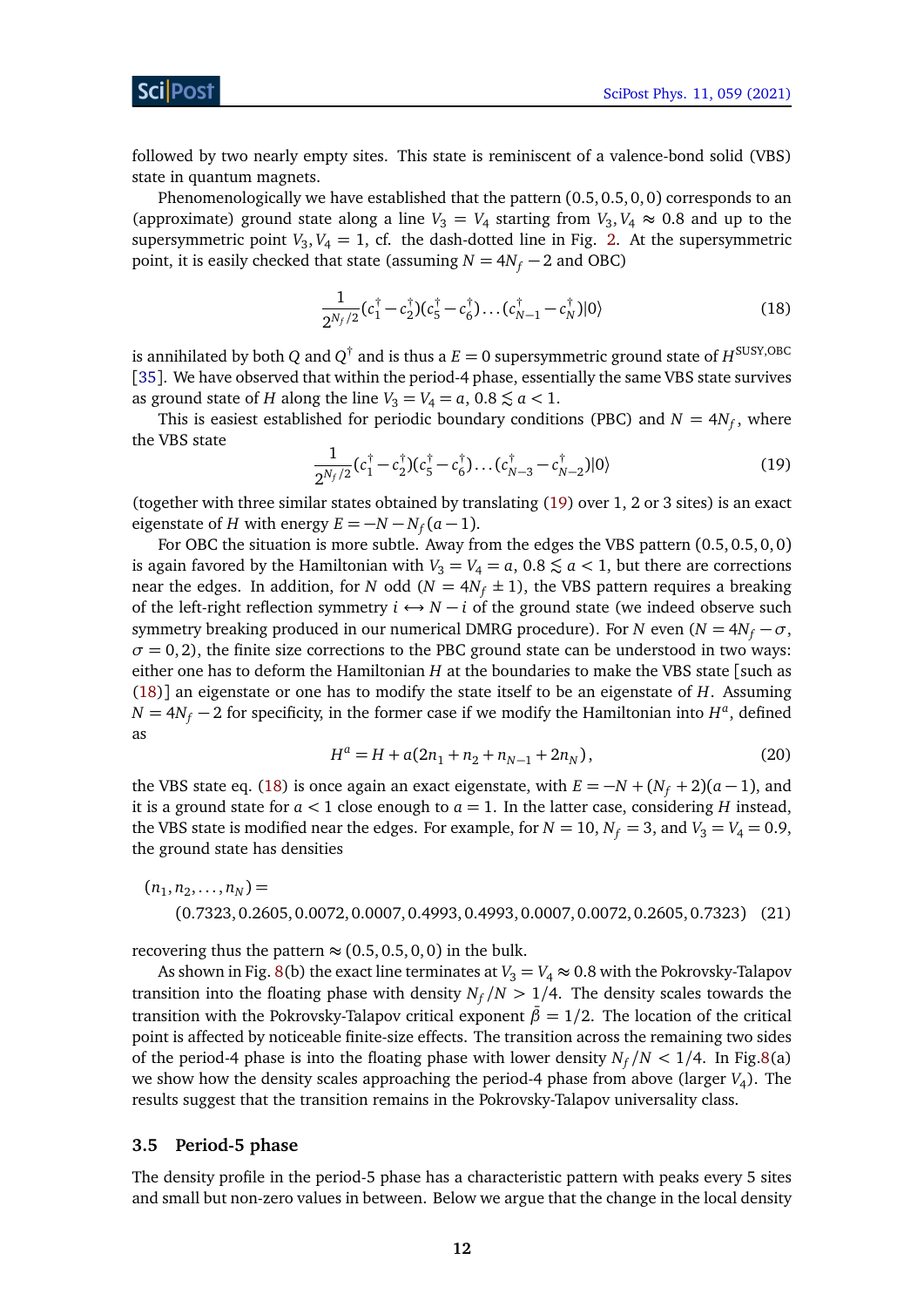followed by two nearly empty sites. This state is reminiscent of a valence-bond solid (VBS) state in quantum magnets.

Phenomenologically we have established that the pattern $(0.5, 0.5, 0, 0)$ corresponds to an (approximate) ground state along a line $V_3 = V_4$ starting from $V_3, V_4 \approx 0.8$ and up to the supersymmetric point $V_3, V_4 = 1$, cf. the dash-dotted line in Fig. 2. At the supersymmetric point, it is easily checked that state (assuming $N = 4N_f - 2$ and OBC)

$$\frac{1}{2^{N_f/2}}(c_1^\dagger - c_2^\dagger)(c_5^\dagger - c_6^\dagger)\dots(c_{N-1}^\dagger - c_N^\dagger)|0\rangle \tag{18}$$

is annihilated by both $Q$ and $Q^\dagger$ and is thus a $E = 0$ supersymmetric ground state of $H^{\mathrm{SUSY,OBC}}$ [35]. We have observed that within the period-4 phase, essentially the same VBS state survives as ground state of $H$ along the line $V_3 = V_4 = a$, $0.8 \lesssim a < 1$.

This is easiest established for periodic boundary conditions (PBC) and $N = 4N_f$, where the VBS state

$$\frac{1}{2^{N_f/2}}(c_1^\dagger - c_2^\dagger)(c_5^\dagger - c_6^\dagger)\dots(c_{N-3}^\dagger - c_{N-2}^\dagger)|0\rangle \tag{19}$$

(together with three similar states obtained by translating (19) over 1, 2 or 3 sites) is an exact eigenstate of $H$ with energy $E = -N - N_f(a-1)$.

For OBC the situation is more subtle. Away from the edges the VBS pattern $(0.5, 0.5, 0, 0)$ is again favored by the Hamiltonian with $V_3 = V_4 = a$, $0.8 \lesssim a < 1$, but there are corrections near the edges. In addition, for $N$ odd ($N = 4N_f \pm 1$), the VBS pattern requires a breaking of the left-right reflection symmetry $i \leftrightarrow N - i$ of the ground state (we indeed observe such symmetry breaking produced in our numerical DMRG procedure). For $N$ even ($N = 4N_f - \sigma$, $\sigma = 0, 2$), the finite size corrections to the PBC ground state can be understood in two ways: either one has to deform the Hamiltonian $H$ at the boundaries to make the VBS state [such as (18)] an eigenstate or one has to modify the state itself to be an eigenstate of $H$. Assuming $N = 4N_f - 2$ for specificity, in the former case if we modify the Hamiltonian into $H^a$, defined as

$$H^a = H + a(2n_1 + n_2 + n_{N-1} + 2n_N), \tag{20}$$

the VBS state eq. (18) is once again an exact eigenstate, with $E = -N + (N_f + 2)(a-1)$, and it is a ground state for $a < 1$ close enough to $a = 1$. In the latter case, considering $H$ instead, the VBS state is modified near the edges. For example, for $N = 10$, $N_f = 3$, and $V_3 = V_4 = 0.9$, the ground state has densities

$$\begin{aligned}(n_1, n_2, \dots, n_N) = \\ (0.7323, 0.2605, 0.0072, 0.0007, 0.4993, 0.4993, 0.0007, 0.0072, 0.2605, 0.7323)\end{aligned} \tag{21}$$

recovering thus the pattern $\approx (0.5, 0.5, 0, 0)$ in the bulk.

As shown in Fig. 8(b) the exact line terminates at $V_3 = V_4 \approx 0.8$ with the Pokrovsky-Talapov transition into the floating phase with density $N_f/N > 1/4$. The density scales towards the transition with the Pokrovsky-Talapov critical exponent $\bar{\beta} = 1/2$. The location of the critical point is affected by noticeable finite-size effects. The transition across the remaining two sides of the period-4 phase is into the floating phase with lower density $N_f/N < 1/4$. In Fig.8(a) we show how the density scales approaching the period-4 phase from above (larger $V_4$). The results suggest that the transition remains in the Pokrovsky-Talapov universality class.

### 3.5 Period-5 phase

The density profile in the period-5 phase has a characteristic pattern with peaks every 5 sites and small but non-zero values in between. Below we argue that the change in the local density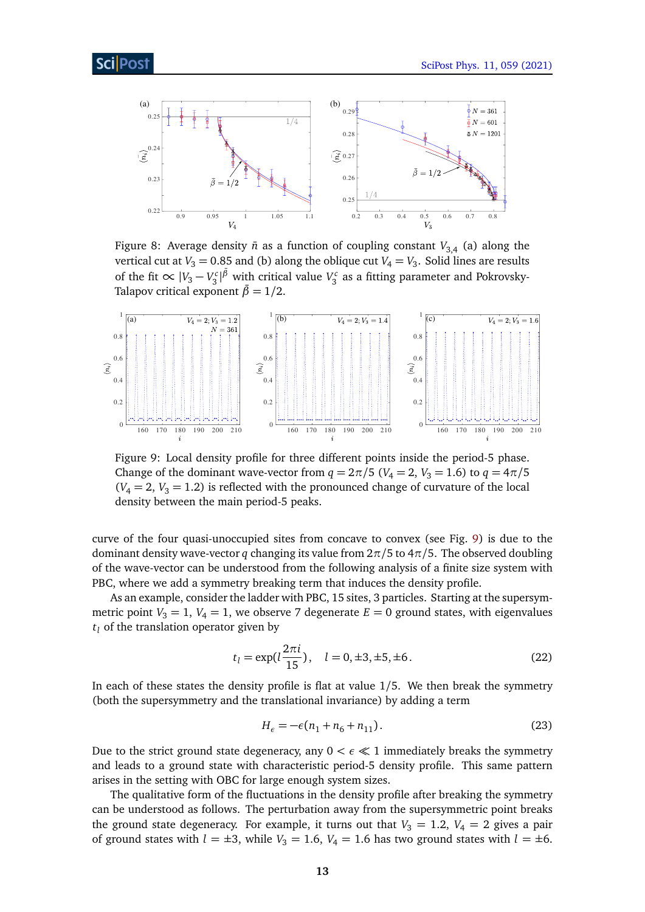Figure 8: Average density $\bar{n}$ as a function of coupling constant $V_{3,4}$ (a) along the vertical cut at $V_3 = 0.85$ and (b) along the oblique cut $V_4 = V_3$. Solid lines are results of the fit $\propto |V_3 - V_3^c|^{\bar{\beta}}$ with critical value $V_3^c$ as a fitting parameter and Pokrovsky-Talapov critical exponent $\bar{\beta} = 1/2$.

Figure 9: Local density profile for three different points inside the period-5 phase. Change of the dominant wave-vector from $q = 2\pi/5$ ($V_4 = 2$, $V_3 = 1.6$) to $q = 4\pi/5$ ($V_4 = 2$, $V_3 = 1.2$) is reflected with the pronounced change of curvature of the local density between the main period-5 peaks.

curve of the four quasi-unoccupied sites from concave to convex (see Fig. 9) is due to the dominant density wave-vector $q$ changing its value from $2\pi/5$ to $4\pi/5$. The observed doubling of the wave-vector can be understood from the following analysis of a finite size system with PBC, where we add a symmetry breaking term that induces the density profile.

As an example, consider the ladder with PBC, 15 sites, 3 particles. Starting at the supersymmetric point $V_3 = 1$, $V_4 = 1$, we observe 7 degenerate $E = 0$ ground states, with eigenvalues $t_l$ of the translation operator given by

$$t_l = \exp(l\frac{2\pi i}{15}), \quad l = 0, \pm 3, \pm 5, \pm 6. \tag{22}$$

In each of these states the density profile is flat at value 1/5. We then break the symmetry (both the supersymmetry and the translational invariance) by adding a term

$$H_\epsilon = -\epsilon(n_1 + n_6 + n_{11}). \tag{23}$$

Due to the strict ground state degeneracy, any $0 < \epsilon \ll 1$ immediately breaks the symmetry and leads to a ground state with characteristic period-5 density profile. This same pattern arises in the setting with OBC for large enough system sizes.

The qualitative form of the fluctuations in the density profile after breaking the symmetry can be understood as follows. The perturbation away from the supersymmetric point breaks the ground state degeneracy. For example, it turns out that $V_3 = 1.2$, $V_4 = 2$ gives a pair of ground states with $l = \pm 3$, while $V_3 = 1.6$, $V_4 = 1.6$ has two ground states with $l = \pm 6$.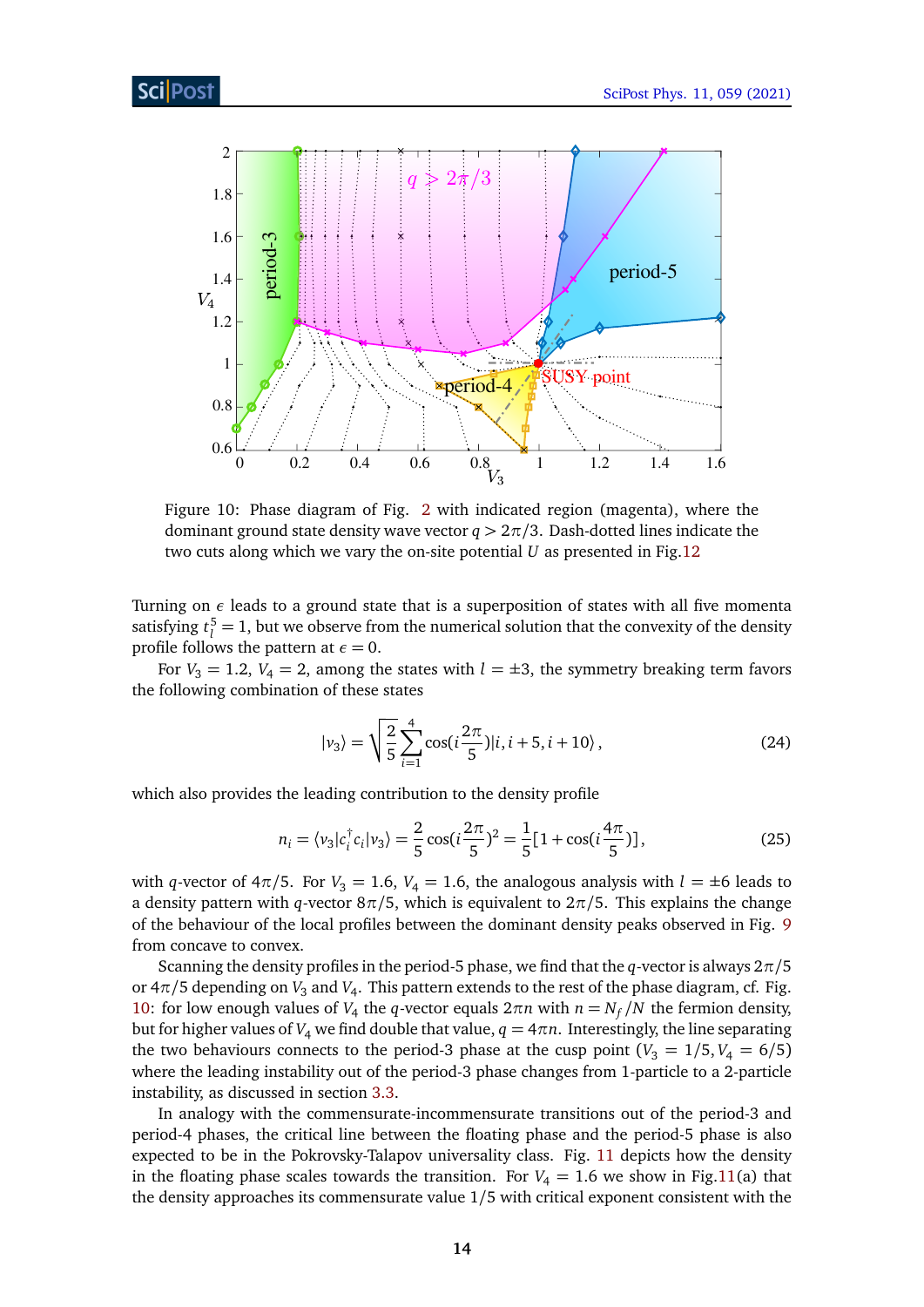Figure 10: Phase diagram of Fig. 2 with indicated region (magenta), where the dominant ground state density wave vector $q > 2\pi/3$. Dash-dotted lines indicate the two cuts along which we vary the on-site potential $U$ as presented in Fig.12

Turning on $\epsilon$ leads to a ground state that is a superposition of states with all five momenta satisfying $t_l^5 = 1$, but we observe from the numerical solution that the convexity of the density profile follows the pattern at $\epsilon = 0$.

For $V_3 = 1.2$, $V_4 = 2$, among the states with $l = \pm 3$, the symmetry breaking term favors the following combination of these states

$$|v_3\rangle = \sqrt{\frac{2}{5}} \sum_{i=1}^{4} \cos(i\frac{2\pi}{5})|i, i+5, i+10\rangle\,, \tag{24}$$

which also provides the leading contribution to the density profile

$$n_i = \langle v_3|c_i^\dagger c_i|v_3\rangle = \frac{2}{5}\cos(i\frac{2\pi}{5})^2 = \frac{1}{5}[1+\cos(i\frac{4\pi}{5})]\,, \tag{25}$$

with $q$-vector of $4\pi/5$. For $V_3 = 1.6$, $V_4 = 1.6$, the analogous analysis with $l = \pm 6$ leads to a density pattern with $q$-vector $8\pi/5$, which is equivalent to $2\pi/5$. This explains the change of the behaviour of the local profiles between the dominant density peaks observed in Fig. 9 from concave to convex.

Scanning the density profiles in the period-5 phase, we find that the $q$-vector is always $2\pi/5$ or $4\pi/5$ depending on $V_3$ and $V_4$. This pattern extends to the rest of the phase diagram, cf. Fig. 10: for low enough values of $V_4$ the $q$-vector equals $2\pi n$ with $n = N_f/N$ the fermion density, but for higher values of $V_4$ we find double that value, $q = 4\pi n$. Interestingly, the line separating the two behaviours connects to the period-3 phase at the cusp point ($V_3 = 1/5, V_4 = 6/5$) where the leading instability out of the period-3 phase changes from 1-particle to a 2-particle instability, as discussed in section 3.3.

In analogy with the commensurate-incommensurate transitions out of the period-3 and period-4 phases, the critical line between the floating phase and the period-5 phase is also expected to be in the Pokrovsky-Talapov universality class. Fig. 11 depicts how the density in the floating phase scales towards the transition. For $V_4 = 1.6$ we show in Fig.11(a) that the density approaches its commensurate value 1/5 with critical exponent consistent with the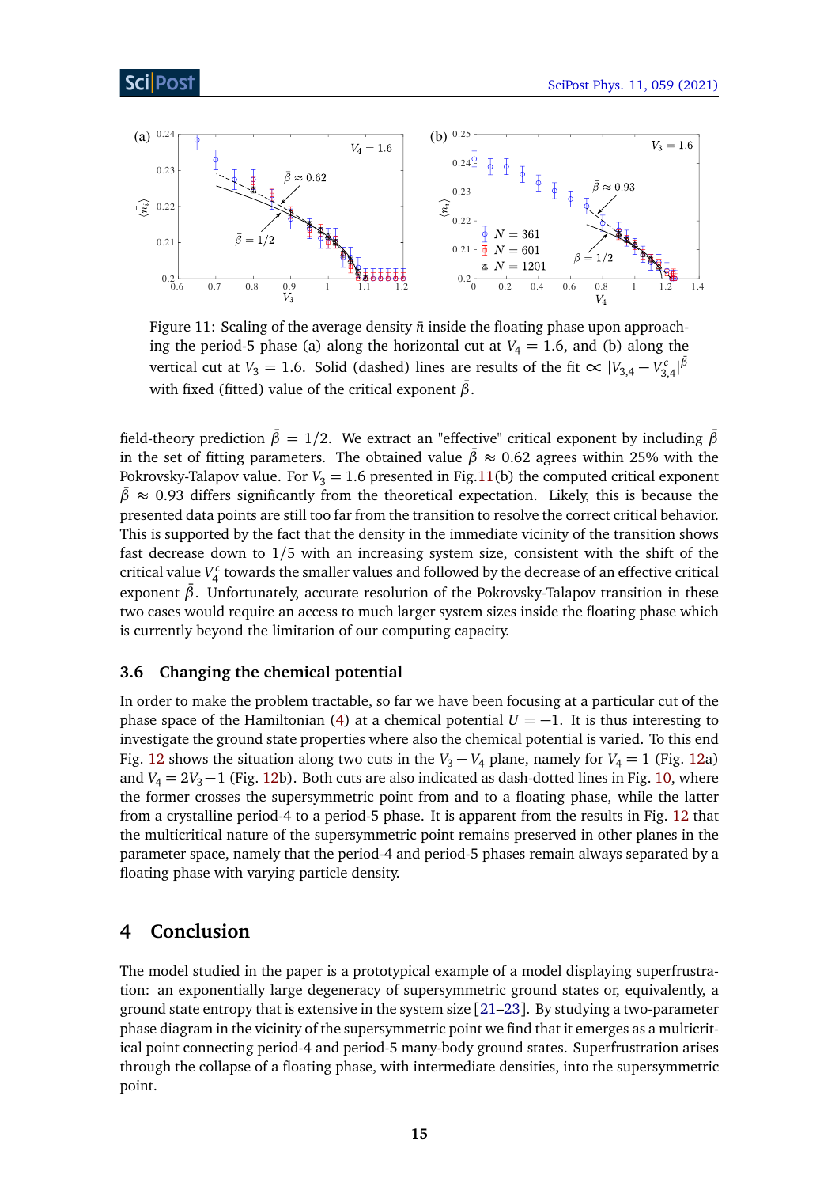Figure 11: Scaling of the average density $\bar{n}$ inside the floating phase upon approaching the period-5 phase (a) along the horizontal cut at $V_4 = 1.6$, and (b) along the vertical cut at $V_3 = 1.6$. Solid (dashed) lines are results of the fit $\propto |V_{3,4} - V_{3,4}^c|^{\bar{\beta}}$ with fixed (fitted) value of the critical exponent $\bar{\beta}$.

field-theory prediction $\bar{\beta} = 1/2$. We extract an "effective" critical exponent by including $\bar{\beta}$ in the set of fitting parameters. The obtained value $\bar{\beta} \approx 0.62$ agrees within 25% with the Pokrovsky-Talapov value. For $V_3 = 1.6$ presented in Fig.11(b) the computed critical exponent $\bar{\beta} \approx 0.93$ differs significantly from the theoretical expectation. Likely, this is because the presented data points are still too far from the transition to resolve the correct critical behavior. This is supported by the fact that the density in the immediate vicinity of the transition shows fast decrease down to $1/5$ with an increasing system size, consistent with the shift of the critical value $V_4^c$ towards the smaller values and followed by the decrease of an effective critical exponent $\bar{\beta}$. Unfortunately, accurate resolution of the Pokrovsky-Talapov transition in these two cases would require an access to much larger system sizes inside the floating phase which is currently beyond the limitation of our computing capacity.

### 3.6 Changing the chemical potential

In order to make the problem tractable, so far we have been focusing at a particular cut of the phase space of the Hamiltonian (4) at a chemical potential $U = -1$. It is thus interesting to investigate the ground state properties where also the chemical potential is varied. To this end Fig. 12 shows the situation along two cuts in the $V_3 - V_4$ plane, namely for $V_4 = 1$ (Fig. 12a) and $V_4 = 2V_3 - 1$ (Fig. 12b). Both cuts are also indicated as dash-dotted lines in Fig. 10, where the former crosses the supersymmetric point from and to a floating phase, while the latter from a crystalline period-4 to a period-5 phase. It is apparent from the results in Fig. 12 that the multicritical nature of the supersymmetric point remains preserved in other planes in the parameter space, namely that the period-4 and period-5 phases remain always separated by a floating phase with varying particle density.

## 4 Conclusion

The model studied in the paper is a prototypical example of a model displaying superfrustration: an exponentially large degeneracy of supersymmetric ground states or, equivalently, a ground state entropy that is extensive in the system size [21–23]. By studying a two-parameter phase diagram in the vicinity of the supersymmetric point we find that it emerges as a multicritical point connecting period-4 and period-5 many-body ground states. Superfrustration arises through the collapse of a floating phase, with intermediate densities, into the supersymmetric point.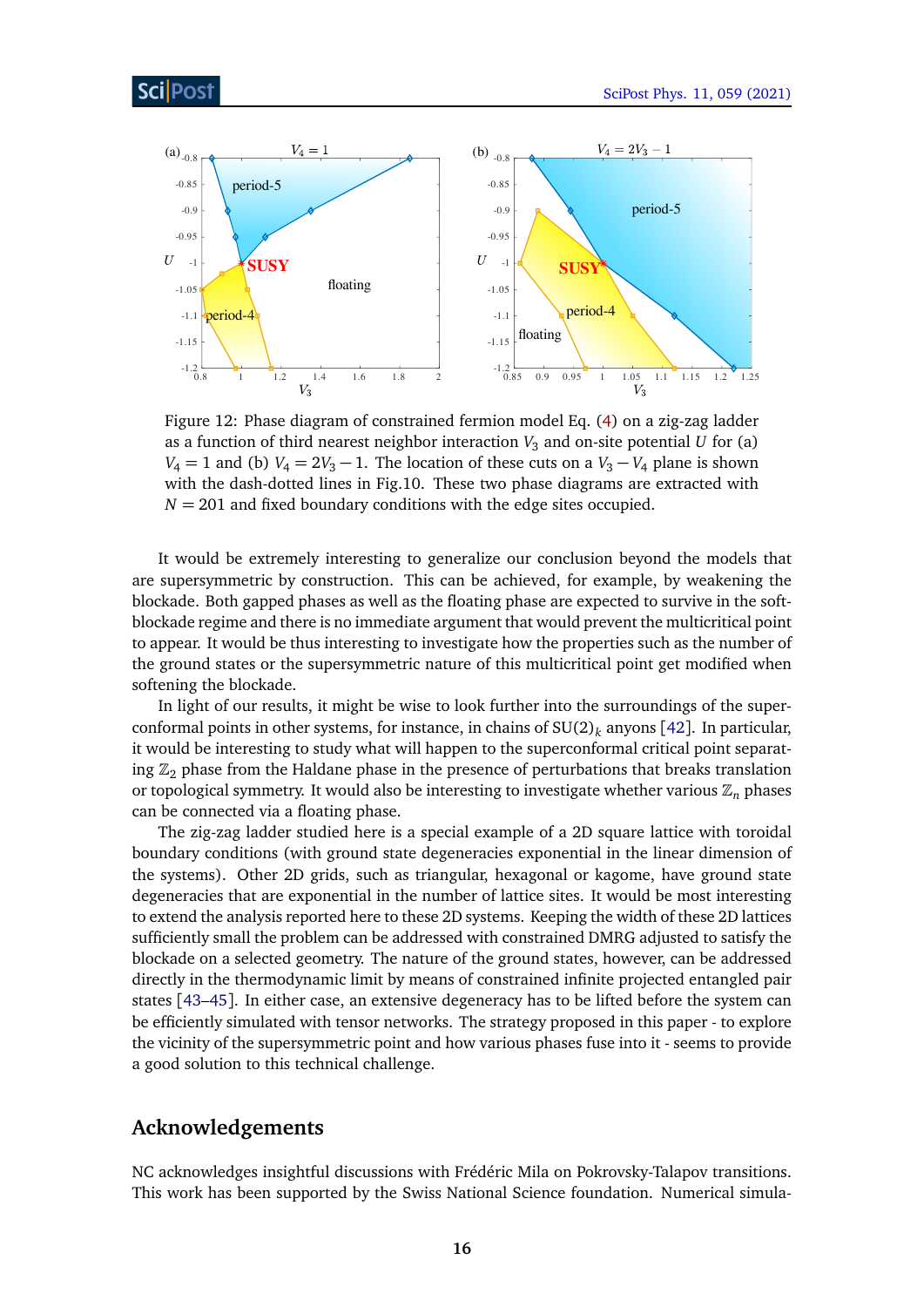Figure 12: Phase diagram of constrained fermion model Eq. (4) on a zig-zag ladder as a function of third nearest neighbor interaction $V_3$ and on-site potential $U$ for (a) $V_4 = 1$ and (b) $V_4 = 2V_3 - 1$. The location of these cuts on a $V_3 - V_4$ plane is shown with the dash-dotted lines in Fig.10. These two phase diagrams are extracted with $N = 201$ and fixed boundary conditions with the edge sites occupied.

It would be extremely interesting to generalize our conclusion beyond the models that are supersymmetric by construction. This can be achieved, for example, by weakening the blockade. Both gapped phases as well as the floating phase are expected to survive in the soft-blockade regime and there is no immediate argument that would prevent the multicritical point to appear. It would be thus interesting to investigate how the properties such as the number of the ground states or the supersymmetric nature of this multicritical point get modified when softening the blockade.

In light of our results, it might be wise to look further into the surroundings of the superconformal points in other systems, for instance, in chains of SU(2)$_k$ anyons [42]. In particular, it would be interesting to study what will happen to the superconformal critical point separating $\mathbb{Z}_2$ phase from the Haldane phase in the presence of perturbations that breaks translation or topological symmetry. It would also be interesting to investigate whether various $\mathbb{Z}_n$ phases can be connected via a floating phase.

The zig-zag ladder studied here is a special example of a 2D square lattice with toroidal boundary conditions (with ground state degeneracies exponential in the linear dimension of the systems). Other 2D grids, such as triangular, hexagonal or kagome, have ground state degeneracies that are exponential in the number of lattice sites. It would be most interesting to extend the analysis reported here to these 2D systems. Keeping the width of these 2D lattices sufficiently small the problem can be addressed with constrained DMRG adjusted to satisfy the blockade on a selected geometry. The nature of the ground states, however, can be addressed directly in the thermodynamic limit by means of constrained infinite projected entangled pair states [43–45]. In either case, an extensive degeneracy has to be lifted before the system can be efficiently simulated with tensor networks. The strategy proposed in this paper - to explore the vicinity of the supersymmetric point and how various phases fuse into it - seems to provide a good solution to this technical challenge.

## Acknowledgements

NC acknowledges insightful discussions with Frédéric Mila on Pokrovsky-Talapov transitions. This work has been supported by the Swiss National Science foundation. Numerical simula-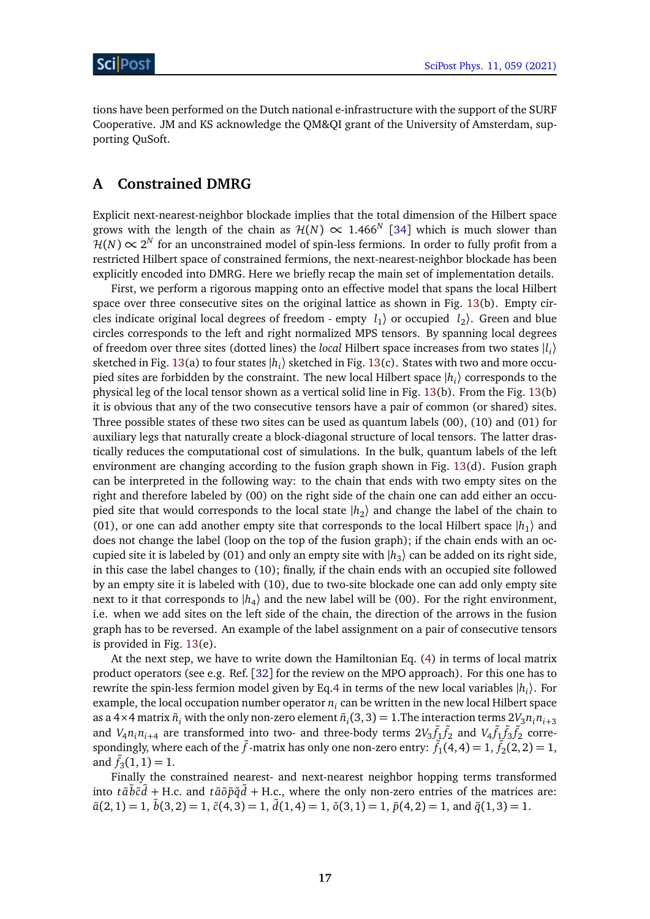tions have been performed on the Dutch national e-infrastructure with the support of the SURF Cooperative. JM and KS acknowledge the QM&QI grant of the University of Amsterdam, supporting QuSoft.

## A Constrained DMRG

Explicit next-nearest-neighbor blockade implies that the total dimension of the Hilbert space grows with the length of the chain as $\mathcal{H}(N) \propto 1.466^N$ [34] which is much slower than $\mathcal{H}(N) \propto 2^N$ for an unconstrained model of spin-less fermions. In order to fully profit from a restricted Hilbert space of constrained fermions, the next-nearest-neighbor blockade has been explicitly encoded into DMRG. Here we briefly recap the main set of implementation details.

First, we perform a rigorous mapping onto an effective model that spans the local Hilbert space over three consecutive sites on the original lattice as shown in Fig. 13(b). Empty circles indicate original local degrees of freedom - empty $|l_1\rangle$ or occupied $|l_2\rangle$. Green and blue circles corresponds to the left and right normalized MPS tensors. By spanning local degrees of freedom over three sites (dotted lines) the *local* Hilbert space increases from two states $|l_i\rangle$ sketched in Fig. 13(a) to four states $|h_i\rangle$ sketched in Fig. 13(c). States with two and more occupied sites are forbidden by the constraint. The new local Hilbert space $|h_i\rangle$ corresponds to the physical leg of the local tensor shown as a vertical solid line in Fig. 13(b). From the Fig. 13(b) it is obvious that any of the two consecutive tensors have a pair of common (or shared) sites. Three possible states of these two sites can be used as quantum labels (00), (10) and (01) for auxiliary legs that naturally create a block-diagonal structure of local tensors. The latter drastically reduces the computational cost of simulations. In the bulk, quantum labels of the left environment are changing according to the fusion graph shown in Fig. 13(d). Fusion graph can be interpreted in the following way: to the chain that ends with two empty sites on the right and therefore labeled by (00) on the right side of the chain one can add either an occupied site that would corresponds to the local state $|h_2\rangle$ and change the label of the chain to (01), or one can add another empty site that corresponds to the local Hilbert space $|h_1\rangle$ and does not change the label (loop on the top of the fusion graph); if the chain ends with an occupied site it is labeled by (01) and only an empty site with $|h_3\rangle$ can be added on its right side, in this case the label changes to (10); finally, if the chain ends with an occupied site followed by an empty site it is labeled with (10), due to two-site blockade one can add only empty site next to it that corresponds to $|h_4\rangle$ and the new label will be (00). For the right environment, i.e. when we add sites on the left side of the chain, the direction of the arrows in the fusion graph has to be reversed. An example of the label assignment on a pair of consecutive tensors is provided in Fig. 13(e).

At the next step, we have to write down the Hamiltonian Eq. (4) in terms of local matrix product operators (see e.g. Ref. [32] for the review on the MPO approach). For this one has to rewrite the spin-less fermion model given by Eq.4 in terms of the new local variables $|h_i\rangle$. For example, the local occupation number operator $n_i$ can be written in the new local Hilbert space as a $4\times4$ matrix $\tilde{n}_i$ with the only non-zero element $\tilde{n}_i(3,3) = 1$.The interaction terms $2V_3 n_i n_{i+3}$ and $V_4 n_i n_{i+4}$ are transformed into two- and three-body terms $2V_3 \tilde{f}_1 \tilde{f}_2$ and $V_4 \tilde{f}_1 \tilde{f}_3 \tilde{f}_2$ correspondingly, where each of the $\tilde{f}$-matrix has only one non-zero entry: $\tilde{f}_1(4,4) = 1$, $\tilde{f}_2(2,2) = 1$, and $\tilde{f}_3(1,1) = 1$.

Finally the constrained nearest- and next-nearest neighbor hopping terms transformed into $t\tilde{a}\tilde{b}\tilde{c}\tilde{d}$ + H.c. and $t\tilde{a}\tilde{o}\tilde{p}\tilde{q}\tilde{d}$ + H.c., where the only non-zero entries of the matrices are: $\tilde{a}(2,1) = 1$, $\tilde{b}(3,2) = 1$, $\tilde{c}(4,3) = 1$, $\tilde{d}(1,4) = 1$, $\tilde{o}(3,1) = 1$, $\tilde{p}(4,2) = 1$, and $\tilde{q}(1,3) = 1$.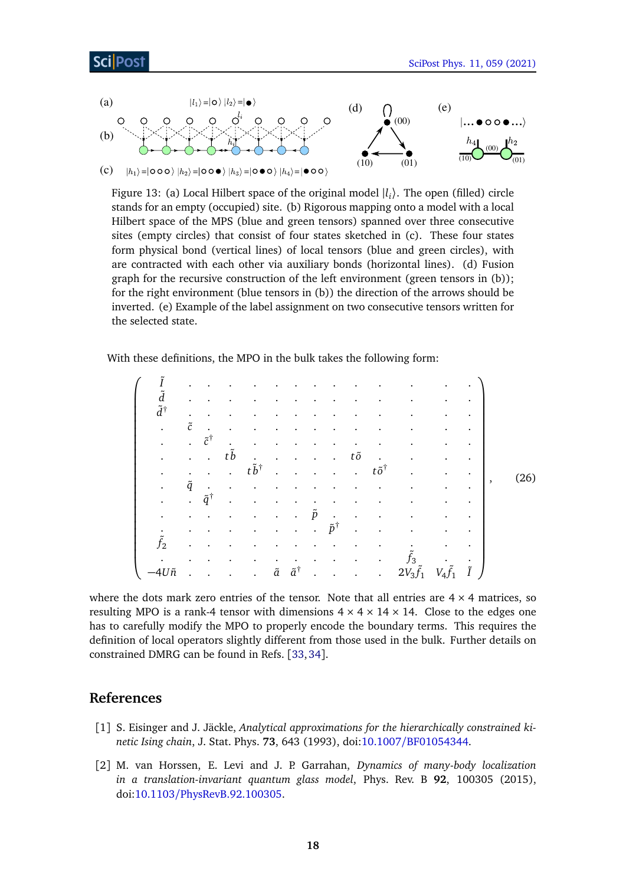Figure 13: (a) Local Hilbert space of the original model $|l_i\rangle$. The open (filled) circle stands for an empty (occupied) site. (b) Rigorous mapping onto a model with a local Hilbert space of the MPS (blue and green tensors) spanned over three consecutive sites (empty circles) that consist of four states sketched in (c). These four states form physical bond (vertical lines) of local tensors (blue and green circles), with are contracted with each other via auxiliary bonds (horizontal lines). (d) Fusion graph for the recursive construction of the left environment (green tensors in (b)); for the right environment (blue tensors in (b)) the direction of the arrows should be inverted. (e) Example of the label assignment on two consecutive tensors written for the selected state.

With these definitions, the MPO in the bulk takes the following form:

$$
\begin{pmatrix}
\tilde{I} & \cdot & \cdot & \cdot & \cdot & \cdot & \cdot & \cdot & \cdot & \cdot & \cdot & \cdot & \cdot & \cdot \\
\tilde{d} & \cdot & \cdot & \cdot & \cdot & \cdot & \cdot & \cdot & \cdot & \cdot & \cdot & \cdot & \cdot & \cdot \\
\tilde{d}^\dagger & \cdot & \cdot & \cdot & \cdot & \cdot & \cdot & \cdot & \cdot & \cdot & \cdot & \cdot & \cdot & \cdot \\
\cdot & \tilde{c} & \cdot & \cdot & \cdot & \cdot & \cdot & \cdot & \cdot & \cdot & \cdot & \cdot & \cdot & \cdot \\
\cdot & \cdot & \tilde{c}^\dagger & \cdot & \cdot & \cdot & \cdot & \cdot & \cdot & \cdot & \cdot & \cdot & \cdot & \cdot \\
\cdot & \cdot & \cdot & t\tilde{b} & \cdot & \cdot & \cdot & \cdot & \cdot & t\tilde{o} & \cdot & \cdot & \cdot & \cdot \\
\cdot & \cdot & \cdot & \cdot & t\tilde{b}^\dagger & \cdot & \cdot & \cdot & \cdot & \cdot & t\tilde{o}^\dagger & \cdot & \cdot & \cdot \\
\cdot & \tilde{q} & \cdot & \cdot & \cdot & \cdot & \cdot & \cdot & \cdot & \cdot & \cdot & \cdot & \cdot & \cdot \\
\cdot & \cdot & \tilde{q}^\dagger & \cdot & \cdot & \cdot & \cdot & \cdot & \cdot & \cdot & \cdot & \cdot & \cdot & \cdot \\
\cdot & \cdot & \cdot & \cdot & \cdot & \cdot & \cdot & \tilde{p} & \cdot & \cdot & \cdot & \cdot & \cdot & \cdot \\
\cdot & \cdot & \cdot & \cdot & \cdot & \cdot & \cdot & \cdot & \tilde{p}^\dagger & \cdot & \cdot & \cdot & \cdot & \cdot \\
\tilde{f}_2 & \cdot & \cdot & \cdot & \cdot & \cdot & \cdot & \cdot & \cdot & \cdot & \cdot & \cdot & \cdot & \cdot \\
\cdot & \cdot & \cdot & \cdot & \cdot & \cdot & \cdot & \cdot & \cdot & \cdot & \cdot & \tilde{f}_3 & \cdot & \cdot \\
-4U\tilde{n} & \cdot & \cdot & \cdot & \cdot & \tilde{a} & \tilde{a}^\dagger & \cdot & \cdot & \cdot & \cdot & 2V_3\tilde{f}_1 & V_4\tilde{f}_1 & \tilde{I}
\end{pmatrix}, \tag{26}
$$

where the dots mark zero entries of the tensor. Note that all entries are $4 \times 4$ matrices, so resulting MPO is a rank-4 tensor with dimensions $4 \times 4 \times 14 \times 14$. Close to the edges one has to carefully modify the MPO to properly encode the boundary terms. This requires the definition of local operators slightly different from those used in the bulk. Further details on constrained DMRG can be found in Refs. [33, 34].

## References

[1] S. Eisinger and J. Jäckle, *Analytical approximations for the hierarchically constrained kinetic Ising chain*, J. Stat. Phys. **73**, 643 (1993), doi:10.1007/BF01054344.

[2] M. van Horssen, E. Levi and J. P. Garrahan, *Dynamics of many-body localization in a translation-invariant quantum glass model*, Phys. Rev. B **92**, 100305 (2015), doi:10.1103/PhysRevB.92.100305.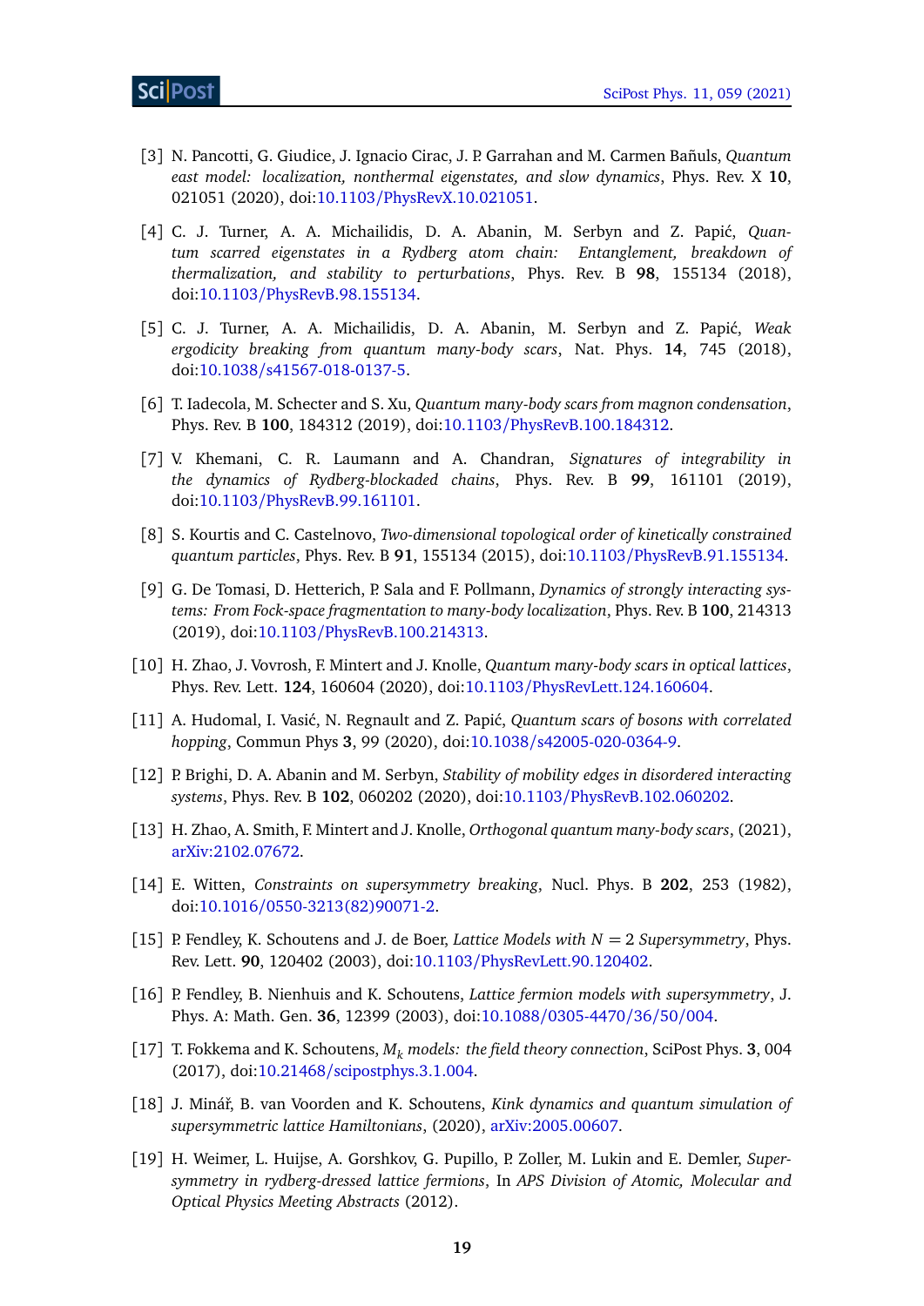[3] N. Pancotti, G. Giudice, J. Ignacio Cirac, J. P. Garrahan and M. Carmen Bañuls, *Quantum east model: localization, nonthermal eigenstates, and slow dynamics*, Phys. Rev. X **10**, 021051 (2020), doi:10.1103/PhysRevX.10.021051.

[4] C. J. Turner, A. A. Michailidis, D. A. Abanin, M. Serbyn and Z. Papić, *Quantum scarred eigenstates in a Rydberg atom chain: Entanglement, breakdown of thermalization, and stability to perturbations*, Phys. Rev. B **98**, 155134 (2018), doi:10.1103/PhysRevB.98.155134.

[5] C. J. Turner, A. A. Michailidis, D. A. Abanin, M. Serbyn and Z. Papić, *Weak ergodicity breaking from quantum many-body scars*, Nat. Phys. **14**, 745 (2018), doi:10.1038/s41567-018-0137-5.

[6] T. Iadecola, M. Schecter and S. Xu, *Quantum many-body scars from magnon condensation*, Phys. Rev. B **100**, 184312 (2019), doi:10.1103/PhysRevB.100.184312.

[7] V. Khemani, C. R. Laumann and A. Chandran, *Signatures of integrability in the dynamics of Rydberg-blockaded chains*, Phys. Rev. B **99**, 161101 (2019), doi:10.1103/PhysRevB.99.161101.

[8] S. Kourtis and C. Castelnovo, *Two-dimensional topological order of kinetically constrained quantum particles*, Phys. Rev. B **91**, 155134 (2015), doi:10.1103/PhysRevB.91.155134.

[9] G. De Tomasi, D. Hetterich, P. Sala and F. Pollmann, *Dynamics of strongly interacting systems: From Fock-space fragmentation to many-body localization*, Phys. Rev. B **100**, 214313 (2019), doi:10.1103/PhysRevB.100.214313.

[10] H. Zhao, J. Vovrosh, F. Mintert and J. Knolle, *Quantum many-body scars in optical lattices*, Phys. Rev. Lett. **124**, 160604 (2020), doi:10.1103/PhysRevLett.124.160604.

[11] A. Hudomal, I. Vasić, N. Regnault and Z. Papić, *Quantum scars of bosons with correlated hopping*, Commun Phys **3**, 99 (2020), doi:10.1038/s42005-020-0364-9.

[12] P. Brighi, D. A. Abanin and M. Serbyn, *Stability of mobility edges in disordered interacting systems*, Phys. Rev. B **102**, 060202 (2020), doi:10.1103/PhysRevB.102.060202.

[13] H. Zhao, A. Smith, F. Mintert and J. Knolle, *Orthogonal quantum many-body scars*, (2021), arXiv:2102.07672.

[14] E. Witten, *Constraints on supersymmetry breaking*, Nucl. Phys. B **202**, 253 (1982), doi:10.1016/0550-3213(82)90071-2.

[15] P. Fendley, K. Schoutens and J. de Boer, *Lattice Models with $N = 2$ Supersymmetry*, Phys. Rev. Lett. **90**, 120402 (2003), doi:10.1103/PhysRevLett.90.120402.

[16] P. Fendley, B. Nienhuis and K. Schoutens, *Lattice fermion models with supersymmetry*, J. Phys. A: Math. Gen. **36**, 12399 (2003), doi:10.1088/0305-4470/36/50/004.

[17] T. Fokkema and K. Schoutens, *$M_k$ models: the field theory connection*, SciPost Phys. **3**, 004 (2017), doi:10.21468/scipostphys.3.1.004.

[18] J. Minář, B. van Voorden and K. Schoutens, *Kink dynamics and quantum simulation of supersymmetric lattice Hamiltonians*, (2020), arXiv:2005.00607.

[19] H. Weimer, L. Huijse, A. Gorshkov, G. Pupillo, P. Zoller, M. Lukin and E. Demler, *Supersymmetry in rydberg-dressed lattice fermions*, In *APS Division of Atomic, Molecular and Optical Physics Meeting Abstracts* (2012).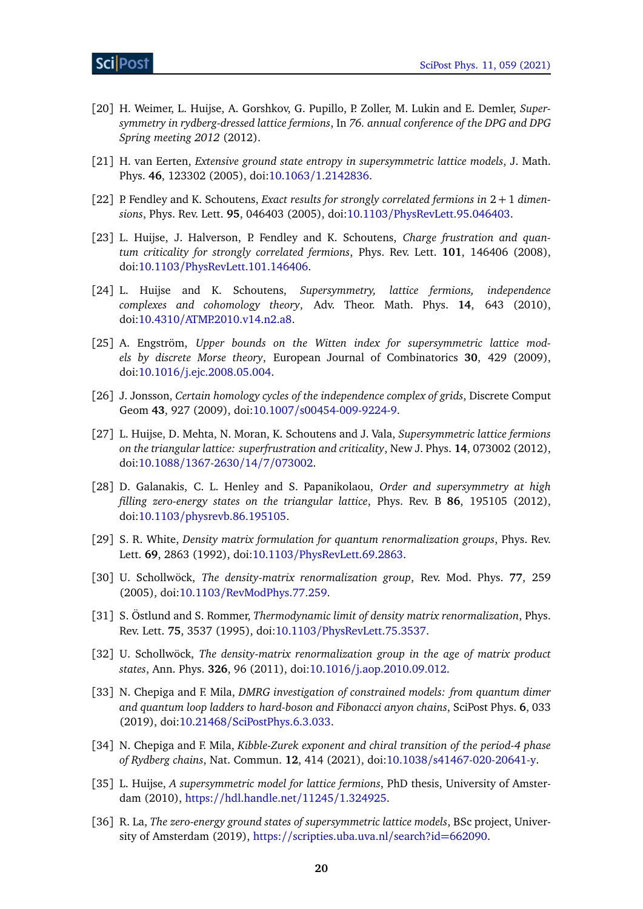[20] H. Weimer, L. Huijse, A. Gorshkov, G. Pupillo, P. Zoller, M. Lukin and E. Demler, *Supersymmetry in rydberg-dressed lattice fermions*, In *76. annual conference of the DPG and DPG Spring meeting 2012* (2012).

[21] H. van Eerten, *Extensive ground state entropy in supersymmetric lattice models*, J. Math. Phys. **46**, 123302 (2005), doi:10.1063/1.2142836.

[22] P. Fendley and K. Schoutens, *Exact results for strongly correlated fermions in* $2+1$ *dimensions*, Phys. Rev. Lett. **95**, 046403 (2005), doi:10.1103/PhysRevLett.95.046403.

[23] L. Huijse, J. Halverson, P. Fendley and K. Schoutens, *Charge frustration and quantum criticality for strongly correlated fermions*, Phys. Rev. Lett. **101**, 146406 (2008), doi:10.1103/PhysRevLett.101.146406.

[24] L. Huijse and K. Schoutens, *Supersymmetry, lattice fermions, independence complexes and cohomology theory*, Adv. Theor. Math. Phys. **14**, 643 (2010), doi:10.4310/ATMP.2010.v14.n2.a8.

[25] A. Engström, *Upper bounds on the Witten index for supersymmetric lattice models by discrete Morse theory*, European Journal of Combinatorics **30**, 429 (2009), doi:10.1016/j.ejc.2008.05.004.

[26] J. Jonsson, *Certain homology cycles of the independence complex of grids*, Discrete Comput Geom **43**, 927 (2009), doi:10.1007/s00454-009-9224-9.

[27] L. Huijse, D. Mehta, N. Moran, K. Schoutens and J. Vala, *Supersymmetric lattice fermions on the triangular lattice: superfrustration and criticality*, New J. Phys. **14**, 073002 (2012), doi:10.1088/1367-2630/14/7/073002.

[28] D. Galanakis, C. L. Henley and S. Papanikolaou, *Order and supersymmetry at high filling zero-energy states on the triangular lattice*, Phys. Rev. B **86**, 195105 (2012), doi:10.1103/physrevb.86.195105.

[29] S. R. White, *Density matrix formulation for quantum renormalization groups*, Phys. Rev. Lett. **69**, 2863 (1992), doi:10.1103/PhysRevLett.69.2863.

[30] U. Schollwöck, *The density-matrix renormalization group*, Rev. Mod. Phys. **77**, 259 (2005), doi:10.1103/RevModPhys.77.259.

[31] S. Östlund and S. Rommer, *Thermodynamic limit of density matrix renormalization*, Phys. Rev. Lett. **75**, 3537 (1995), doi:10.1103/PhysRevLett.75.3537.

[32] U. Schollwöck, *The density-matrix renormalization group in the age of matrix product states*, Ann. Phys. **326**, 96 (2011), doi:10.1016/j.aop.2010.09.012.

[33] N. Chepiga and F. Mila, *DMRG investigation of constrained models: from quantum dimer and quantum loop ladders to hard-boson and Fibonacci anyon chains*, SciPost Phys. **6**, 033 (2019), doi:10.21468/SciPostPhys.6.3.033.

[34] N. Chepiga and F. Mila, *Kibble-Zurek exponent and chiral transition of the period-4 phase of Rydberg chains*, Nat. Commun. **12**, 414 (2021), doi:10.1038/s41467-020-20641-y.

[35] L. Huijse, *A supersymmetric model for lattice fermions*, PhD thesis, University of Amsterdam (2010), https://hdl.handle.net/11245/1.324925.

[36] R. La, *The zero-energy ground states of supersymmetric lattice models*, BSc project, University of Amsterdam (2019), https://scripties.uba.uva.nl/search?id=662090.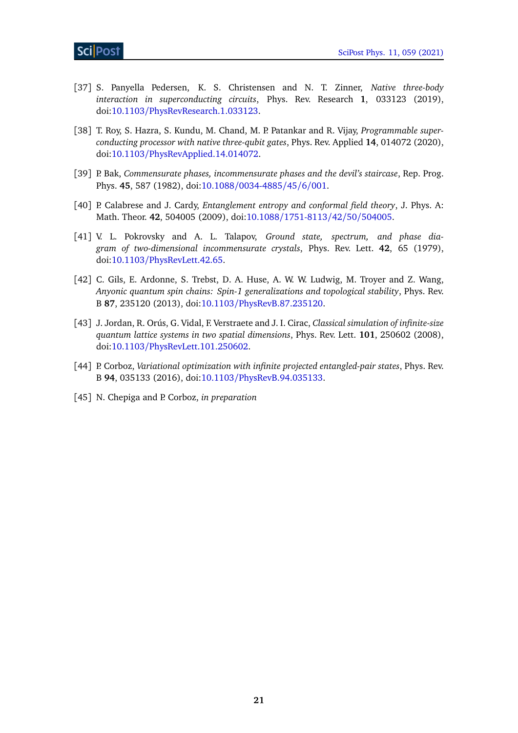[37] S. Panyella Pedersen, K. S. Christensen and N. T. Zinner, *Native three-body interaction in superconducting circuits*, Phys. Rev. Research **1**, 033123 (2019), doi:10.1103/PhysRevResearch.1.033123.

[38] T. Roy, S. Hazra, S. Kundu, M. Chand, M. P. Patankar and R. Vijay, *Programmable superconducting processor with native three-qubit gates*, Phys. Rev. Applied **14**, 014072 (2020), doi:10.1103/PhysRevApplied.14.014072.

[39] P. Bak, *Commensurate phases, incommensurate phases and the devil's staircase*, Rep. Prog. Phys. **45**, 587 (1982), doi:10.1088/0034-4885/45/6/001.

[40] P. Calabrese and J. Cardy, *Entanglement entropy and conformal field theory*, J. Phys. A: Math. Theor. **42**, 504005 (2009), doi:10.1088/1751-8113/42/50/504005.

[41] V. L. Pokrovsky and A. L. Talapov, *Ground state, spectrum, and phase diagram of two-dimensional incommensurate crystals*, Phys. Rev. Lett. **42**, 65 (1979), doi:10.1103/PhysRevLett.42.65.

[42] C. Gils, E. Ardonne, S. Trebst, D. A. Huse, A. W. W. Ludwig, M. Troyer and Z. Wang, *Anyonic quantum spin chains: Spin-1 generalizations and topological stability*, Phys. Rev. B **87**, 235120 (2013), doi:10.1103/PhysRevB.87.235120.

[43] J. Jordan, R. Orús, G. Vidal, F. Verstraete and J. I. Cirac, *Classical simulation of infinite-size quantum lattice systems in two spatial dimensions*, Phys. Rev. Lett. **101**, 250602 (2008), doi:10.1103/PhysRevLett.101.250602.

[44] P. Corboz, *Variational optimization with infinite projected entangled-pair states*, Phys. Rev. B **94**, 035133 (2016), doi:10.1103/PhysRevB.94.035133.

[45] N. Chepiga and P. Corboz, *in preparation*